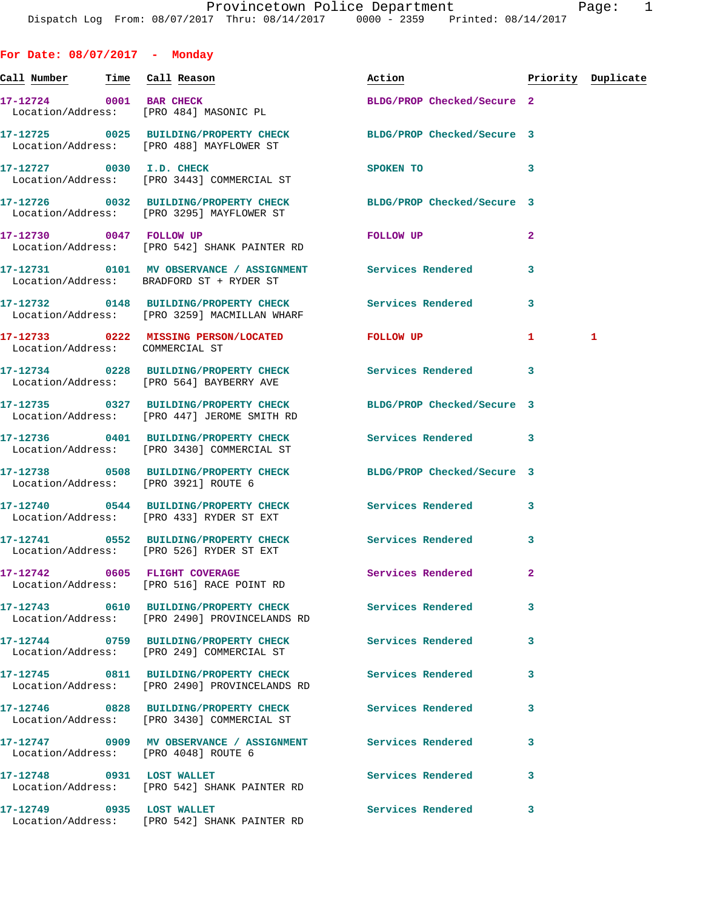Provincetown Police Department
Dispatch Log From: 08/07/2017 Thru: 08/14/2017 0000 - 2359 Printed: 08/14/2017

## For Date: 08/07/2017 - Monday

| Call Number | Time | Call Reason | Action | Priority | Duplicate |
|---|---|---|---|---|---|
| 17-12724 | 0001 | BAR CHECK | BLDG/PROP Checked/Secure | 2 | |
| Location/Address: | | [PRO 484] MASONIC PL | | | |
| 17-12725 | 0025 | BUILDING/PROPERTY CHECK | BLDG/PROP Checked/Secure | 3 | |
| Location/Address: | | [PRO 488] MAYFLOWER ST | | | |
| 17-12727 | 0030 | I.D. CHECK | SPOKEN TO | 3 | |
| Location/Address: | | [PRO 3443] COMMERCIAL ST | | | |
| 17-12726 | 0032 | BUILDING/PROPERTY CHECK | BLDG/PROP Checked/Secure | 3 | |
| Location/Address: | | [PRO 3295] MAYFLOWER ST | | | |
| 17-12730 | 0047 | FOLLOW UP | FOLLOW UP | 2 | |
| Location/Address: | | [PRO 542] SHANK PAINTER RD | | | |
| 17-12731 | 0101 | MV OBSERVANCE / ASSIGNMENT | Services Rendered | 3 | |
| Location/Address: | | BRADFORD ST + RYDER ST | | | |
| 17-12732 | 0148 | BUILDING/PROPERTY CHECK | Services Rendered | 3 | |
| Location/Address: | | [PRO 3259] MACMILLAN WHARF | | | |
| 17-12733 | 0222 | MISSING PERSON/LOCATED | FOLLOW UP | 1 | 1 |
| Location/Address: | | COMMERCIAL ST | | | |
| 17-12734 | 0228 | BUILDING/PROPERTY CHECK | Services Rendered | 3 | |
| Location/Address: | | [PRO 564] BAYBERRY AVE | | | |
| 17-12735 | 0327 | BUILDING/PROPERTY CHECK | BLDG/PROP Checked/Secure | 3 | |
| Location/Address: | | [PRO 447] JEROME SMITH RD | | | |
| 17-12736 | 0401 | BUILDING/PROPERTY CHECK | Services Rendered | 3 | |
| Location/Address: | | [PRO 3430] COMMERCIAL ST | | | |
| 17-12738 | 0508 | BUILDING/PROPERTY CHECK | BLDG/PROP Checked/Secure | 3 | |
| Location/Address: | | [PRO 3921] ROUTE 6 | | | |
| 17-12740 | 0544 | BUILDING/PROPERTY CHECK | Services Rendered | 3 | |
| Location/Address: | | [PRO 433] RYDER ST EXT | | | |
| 17-12741 | 0552 | BUILDING/PROPERTY CHECK | Services Rendered | 3 | |
| Location/Address: | | [PRO 526] RYDER ST EXT | | | |
| 17-12742 | 0605 | FLIGHT COVERAGE | Services Rendered | 2 | |
| Location/Address: | | [PRO 516] RACE POINT RD | | | |
| 17-12743 | 0610 | BUILDING/PROPERTY CHECK | Services Rendered | 3 | |
| Location/Address: | | [PRO 2490] PROVINCELANDS RD | | | |
| 17-12744 | 0759 | BUILDING/PROPERTY CHECK | Services Rendered | 3 | |
| Location/Address: | | [PRO 249] COMMERCIAL ST | | | |
| 17-12745 | 0811 | BUILDING/PROPERTY CHECK | Services Rendered | 3 | |
| Location/Address: | | [PRO 2490] PROVINCELANDS RD | | | |
| 17-12746 | 0828 | BUILDING/PROPERTY CHECK | Services Rendered | 3 | |
| Location/Address: | | [PRO 3430] COMMERCIAL ST | | | |
| 17-12747 | 0909 | MV OBSERVANCE / ASSIGNMENT | Services Rendered | 3 | |
| Location/Address: | | [PRO 4048] ROUTE 6 | | | |
| 17-12748 | 0931 | LOST WALLET | Services Rendered | 3 | |
| Location/Address: | | [PRO 542] SHANK PAINTER RD | | | |
| 17-12749 | 0935 | LOST WALLET | Services Rendered | 3 | |
| Location/Address: | | [PRO 542] SHANK PAINTER RD | | | |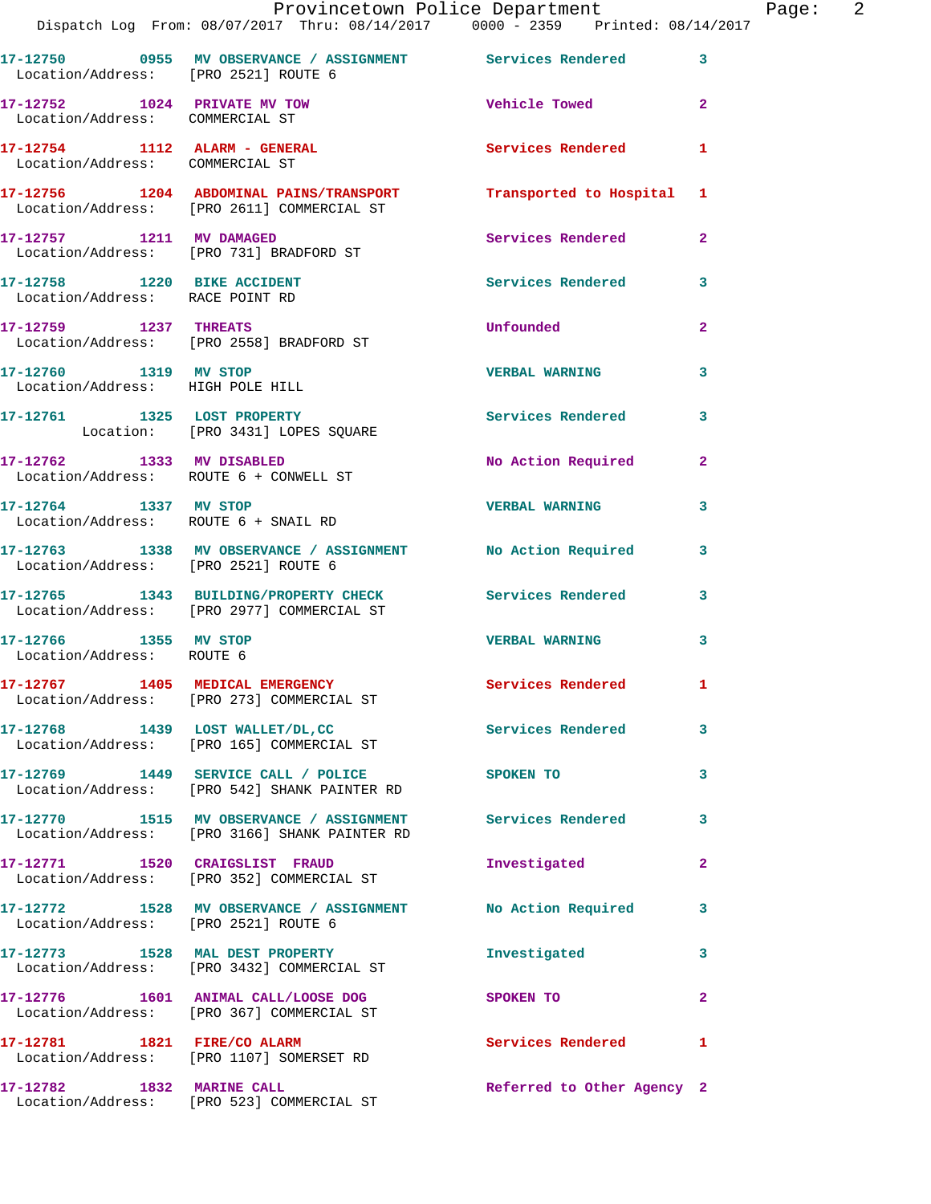17-12750 0955 MV OBSERVANCE / ASSIGNMENT Services Rendered 3
Location/Address: [PRO 2521] ROUTE 6

17-12752 1024 PRIVATE MV TOW Vehicle Towed 2
Location/Address: COMMERCIAL ST

17-12754 1112 ALARM - GENERAL Services Rendered 1
Location/Address: COMMERCIAL ST

17-12756 1204 ABDOMINAL PAINS/TRANSPORT Transported to Hospital 1
Location/Address: [PRO 2611] COMMERCIAL ST

17-12757 1211 MV DAMAGED Services Rendered 2
Location/Address: [PRO 731] BRADFORD ST

17-12758 1220 BIKE ACCIDENT Services Rendered 3
Location/Address: RACE POINT RD

17-12759 1237 THREATS Unfounded 2
Location/Address: [PRO 2558] BRADFORD ST

17-12760 1319 MV STOP VERBAL WARNING 3
Location/Address: HIGH POLE HILL

17-12761 1325 LOST PROPERTY Services Rendered 3
Location: [PRO 3431] LOPES SQUARE

17-12762 1333 MV DISABLED No Action Required 2
Location/Address: ROUTE 6 + CONWELL ST

17-12764 1337 MV STOP VERBAL WARNING 3
Location/Address: ROUTE 6 + SNAIL RD

17-12763 1338 MV OBSERVANCE / ASSIGNMENT No Action Required 3
Location/Address: [PRO 2521] ROUTE 6

17-12765 1343 BUILDING/PROPERTY CHECK Services Rendered 3
Location/Address: [PRO 2977] COMMERCIAL ST

17-12766 1355 MV STOP VERBAL WARNING 3
Location/Address: ROUTE 6

17-12767 1405 MEDICAL EMERGENCY Services Rendered 1
Location/Address: [PRO 273] COMMERCIAL ST

17-12768 1439 LOST WALLET/DL,CC Services Rendered 3
Location/Address: [PRO 165] COMMERCIAL ST

17-12769 1449 SERVICE CALL / POLICE SPOKEN TO 3
Location/Address: [PRO 542] SHANK PAINTER RD

17-12770 1515 MV OBSERVANCE / ASSIGNMENT Services Rendered 3
Location/Address: [PRO 3166] SHANK PAINTER RD

17-12771 1520 CRAIGSLIST FRAUD Investigated 2
Location/Address: [PRO 352] COMMERCIAL ST

17-12772 1528 MV OBSERVANCE / ASSIGNMENT No Action Required 3
Location/Address: [PRO 2521] ROUTE 6

17-12773 1528 MAL DEST PROPERTY Investigated 3
Location/Address: [PRO 3432] COMMERCIAL ST

17-12776 1601 ANIMAL CALL/LOOSE DOG SPOKEN TO 2
Location/Address: [PRO 367] COMMERCIAL ST

17-12781 1821 FIRE/CO ALARM Services Rendered 1
Location/Address: [PRO 1107] SOMERSET RD

17-12782 1832 MARINE CALL Referred to Other Agency 2
Location/Address: [PRO 523] COMMERCIAL ST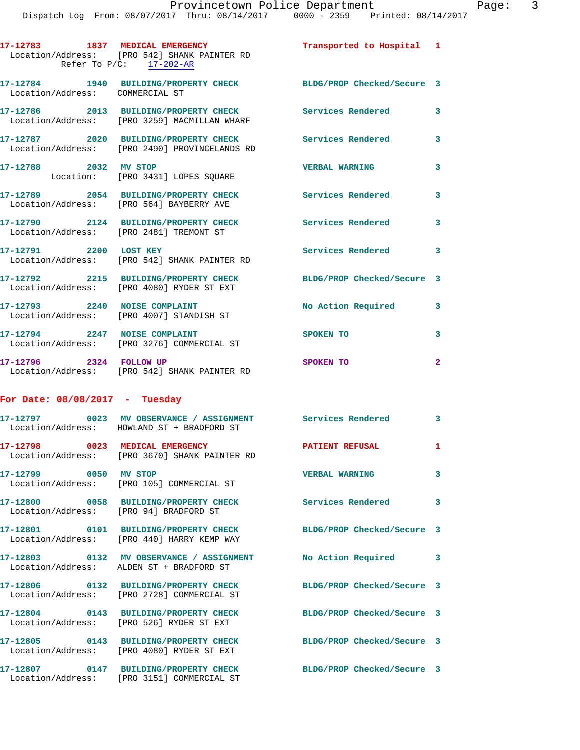17-12783 1837 MEDICAL EMERGENCY Transported to Hospital 1
Location/Address: [PRO 542] SHANK PAINTER RD
Refer To P/C: 17-202-AR

17-12784 1940 BUILDING/PROPERTY CHECK BLDG/PROP Checked/Secure 3
Location/Address: COMMERCIAL ST

17-12786 2013 BUILDING/PROPERTY CHECK Services Rendered 3
Location/Address: [PRO 3259] MACMILLAN WHARF

17-12787 2020 BUILDING/PROPERTY CHECK Services Rendered 3
Location/Address: [PRO 2490] PROVINCELANDS RD

17-12788 2032 MV STOP VERBAL WARNING 3
Location: [PRO 3431] LOPES SQUARE

17-12789 2054 BUILDING/PROPERTY CHECK Services Rendered 3
Location/Address: [PRO 564] BAYBERRY AVE

17-12790 2124 BUILDING/PROPERTY CHECK Services Rendered 3
Location/Address: [PRO 2481] TREMONT ST

17-12791 2200 LOST KEY Services Rendered 3
Location/Address: [PRO 542] SHANK PAINTER RD

17-12792 2215 BUILDING/PROPERTY CHECK BLDG/PROP Checked/Secure 3
Location/Address: [PRO 4080] RYDER ST EXT

17-12793 2240 NOISE COMPLAINT No Action Required 3
Location/Address: [PRO 4007] STANDISH ST

17-12794 2247 NOISE COMPLAINT SPOKEN TO 3
Location/Address: [PRO 3276] COMMERCIAL ST

17-12796 2324 FOLLOW UP SPOKEN TO 2
Location/Address: [PRO 542] SHANK PAINTER RD

## For Date: 08/08/2017 - Tuesday

17-12797 0023 MV OBSERVANCE / ASSIGNMENT Services Rendered 3
Location/Address: HOWLAND ST + BRADFORD ST

17-12798 0023 MEDICAL EMERGENCY PATIENT REFUSAL 1
Location/Address: [PRO 3670] SHANK PAINTER RD

17-12799 0050 MV STOP VERBAL WARNING 3
Location/Address: [PRO 105] COMMERCIAL ST

17-12800 0058 BUILDING/PROPERTY CHECK Services Rendered 3
Location/Address: [PRO 94] BRADFORD ST

17-12801 0101 BUILDING/PROPERTY CHECK BLDG/PROP Checked/Secure 3
Location/Address: [PRO 440] HARRY KEMP WAY

17-12803 0132 MV OBSERVANCE / ASSIGNMENT No Action Required 3
Location/Address: ALDEN ST + BRADFORD ST

17-12806 0132 BUILDING/PROPERTY CHECK BLDG/PROP Checked/Secure 3
Location/Address: [PRO 2728] COMMERCIAL ST

17-12804 0143 BUILDING/PROPERTY CHECK BLDG/PROP Checked/Secure 3
Location/Address: [PRO 526] RYDER ST EXT

17-12805 0143 BUILDING/PROPERTY CHECK BLDG/PROP Checked/Secure 3
Location/Address: [PRO 4080] RYDER ST EXT

17-12807 0147 BUILDING/PROPERTY CHECK BLDG/PROP Checked/Secure 3
Location/Address: [PRO 3151] COMMERCIAL ST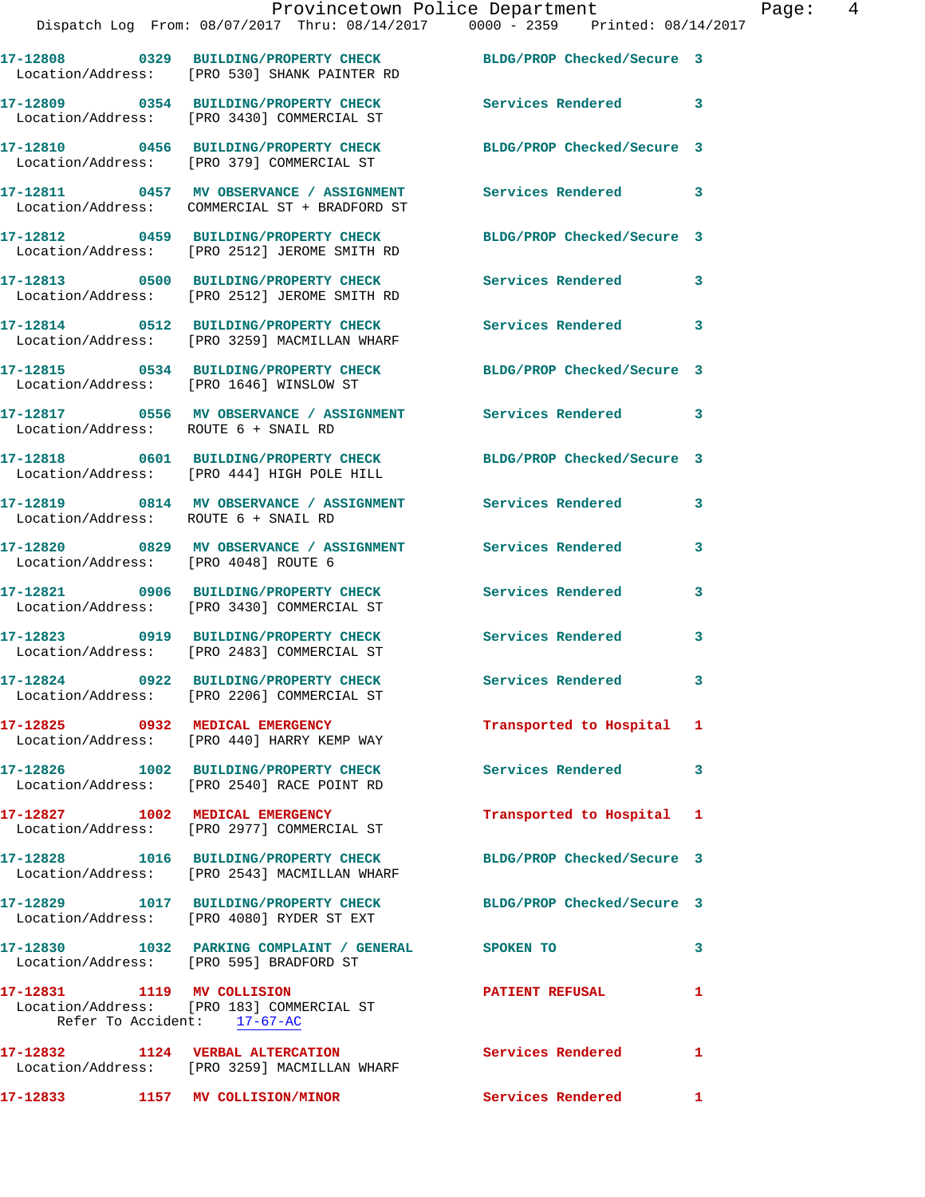17-12808 0329 BUILDING/PROPERTY CHECK BLDG/PROP Checked/Secure 3
Location/Address: [PRO 530] SHANK PAINTER RD

17-12809 0354 BUILDING/PROPERTY CHECK Services Rendered 3
Location/Address: [PRO 3430] COMMERCIAL ST

17-12810 0456 BUILDING/PROPERTY CHECK BLDG/PROP Checked/Secure 3
Location/Address: [PRO 379] COMMERCIAL ST

17-12811 0457 MV OBSERVANCE / ASSIGNMENT Services Rendered 3
Location/Address: COMMERCIAL ST + BRADFORD ST

17-12812 0459 BUILDING/PROPERTY CHECK BLDG/PROP Checked/Secure 3
Location/Address: [PRO 2512] JEROME SMITH RD

17-12813 0500 BUILDING/PROPERTY CHECK Services Rendered 3
Location/Address: [PRO 2512] JEROME SMITH RD

17-12814 0512 BUILDING/PROPERTY CHECK Services Rendered 3
Location/Address: [PRO 3259] MACMILLAN WHARF

17-12815 0534 BUILDING/PROPERTY CHECK BLDG/PROP Checked/Secure 3
Location/Address: [PRO 1646] WINSLOW ST

17-12817 0556 MV OBSERVANCE / ASSIGNMENT Services Rendered 3
Location/Address: ROUTE 6 + SNAIL RD

17-12818 0601 BUILDING/PROPERTY CHECK BLDG/PROP Checked/Secure 3
Location/Address: [PRO 444] HIGH POLE HILL

17-12819 0814 MV OBSERVANCE / ASSIGNMENT Services Rendered 3
Location/Address: ROUTE 6 + SNAIL RD

17-12820 0829 MV OBSERVANCE / ASSIGNMENT Services Rendered 3
Location/Address: [PRO 4048] ROUTE 6

17-12821 0906 BUILDING/PROPERTY CHECK Services Rendered 3
Location/Address: [PRO 3430] COMMERCIAL ST

17-12823 0919 BUILDING/PROPERTY CHECK Services Rendered 3
Location/Address: [PRO 2483] COMMERCIAL ST

17-12824 0922 BUILDING/PROPERTY CHECK Services Rendered 3
Location/Address: [PRO 2206] COMMERCIAL ST

17-12825 0932 MEDICAL EMERGENCY Transported to Hospital 1
Location/Address: [PRO 440] HARRY KEMP WAY

17-12826 1002 BUILDING/PROPERTY CHECK Services Rendered 3
Location/Address: [PRO 2540] RACE POINT RD

17-12827 1002 MEDICAL EMERGENCY Transported to Hospital 1
Location/Address: [PRO 2977] COMMERCIAL ST

17-12828 1016 BUILDING/PROPERTY CHECK BLDG/PROP Checked/Secure 3
Location/Address: [PRO 2543] MACMILLAN WHARF

17-12829 1017 BUILDING/PROPERTY CHECK BLDG/PROP Checked/Secure 3
Location/Address: [PRO 4080] RYDER ST EXT

17-12830 1032 PARKING COMPLAINT / GENERAL SPOKEN TO 3
Location/Address: [PRO 595] BRADFORD ST

17-12831 1119 MV COLLISION PATIENT REFUSAL 1
Location/Address: [PRO 183] COMMERCIAL ST
Refer To Accident: 17-67-AC

17-12832 1124 VERBAL ALTERCATION Services Rendered 1
Location/Address: [PRO 3259] MACMILLAN WHARF

17-12833 1157 MV COLLISION/MINOR Services Rendered 1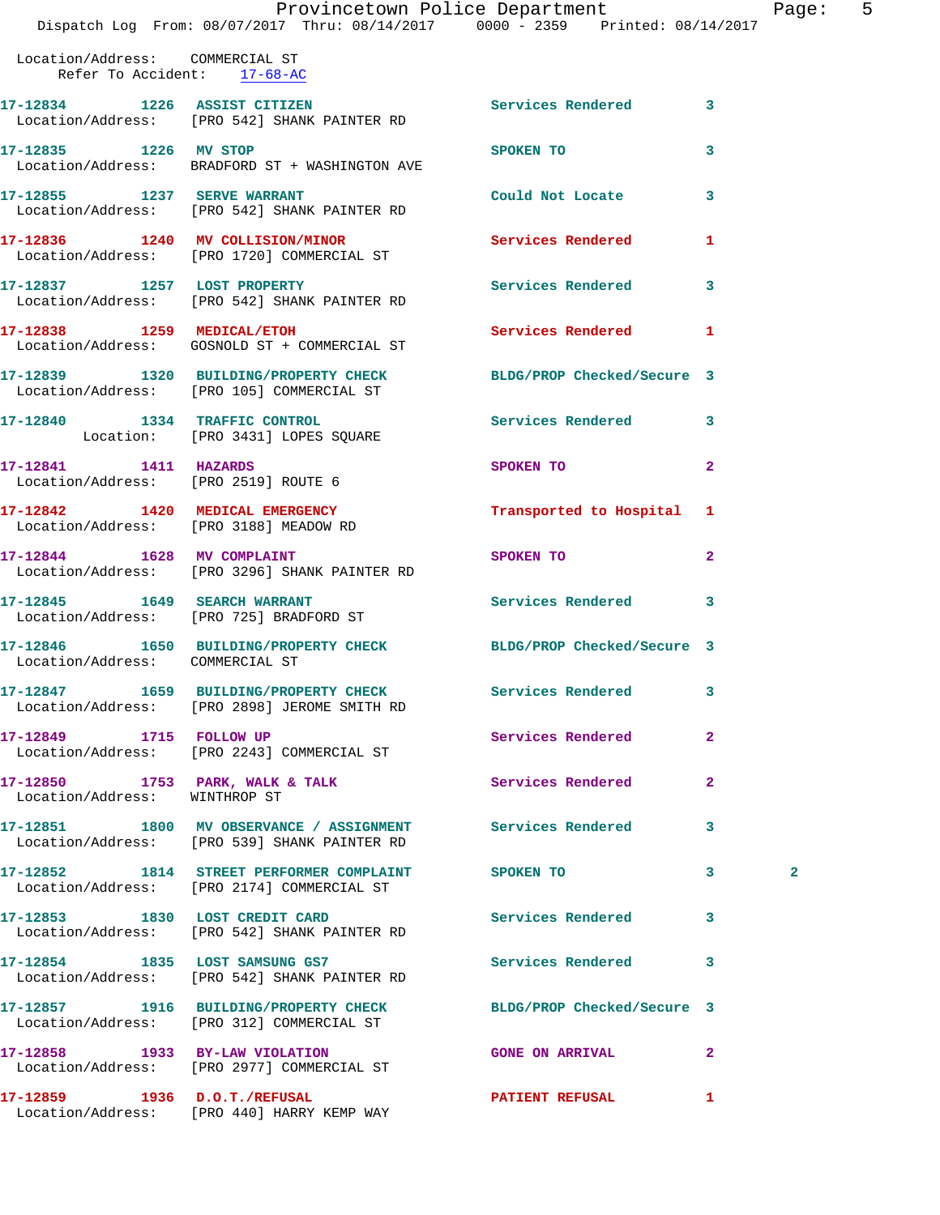Location/Address: COMMERCIAL ST
Refer To Accident: 17-68-AC

| Call Number | Time | Call Reason | Action | Priority | |
|---|---|---|---|---|---|
| 17-12834 | 1226 | ASSIST CITIZEN | Services Rendered | 3 | |
| Location/Address: [PRO 542] SHANK PAINTER RD | | | | | |
| 17-12835 | 1226 | MV STOP | SPOKEN TO | 3 | |
| Location/Address: BRADFORD ST + WASHINGTON AVE | | | | | |
| 17-12855 | 1237 | SERVE WARRANT | Could Not Locate | 3 | |
| Location/Address: [PRO 542] SHANK PAINTER RD | | | | | |
| 17-12836 | 1240 | MV COLLISION/MINOR | Services Rendered | 1 | |
| Location/Address: [PRO 1720] COMMERCIAL ST | | | | | |
| 17-12837 | 1257 | LOST PROPERTY | Services Rendered | 3 | |
| Location/Address: [PRO 542] SHANK PAINTER RD | | | | | |
| 17-12838 | 1259 | MEDICAL/ETOH | Services Rendered | 1 | |
| Location/Address: GOSNOLD ST + COMMERCIAL ST | | | | | |
| 17-12839 | 1320 | BUILDING/PROPERTY CHECK | BLDG/PROP Checked/Secure | 3 | |
| Location/Address: [PRO 105] COMMERCIAL ST | | | | | |
| 17-12840 | 1334 | TRAFFIC CONTROL | Services Rendered | 3 | |
| Location: [PRO 3431] LOPES SQUARE | | | | | |
| 17-12841 | 1411 | HAZARDS | SPOKEN TO | 2 | |
| Location/Address: [PRO 2519] ROUTE 6 | | | | | |
| 17-12842 | 1420 | MEDICAL EMERGENCY | Transported to Hospital | 1 | |
| Location/Address: [PRO 3188] MEADOW RD | | | | | |
| 17-12844 | 1628 | MV COMPLAINT | SPOKEN TO | 2 | |
| Location/Address: [PRO 3296] SHANK PAINTER RD | | | | | |
| 17-12845 | 1649 | SEARCH WARRANT | Services Rendered | 3 | |
| Location/Address: [PRO 725] BRADFORD ST | | | | | |
| 17-12846 | 1650 | BUILDING/PROPERTY CHECK | BLDG/PROP Checked/Secure | 3 | |
| Location/Address: COMMERCIAL ST | | | | | |
| 17-12847 | 1659 | BUILDING/PROPERTY CHECK | Services Rendered | 3 | |
| Location/Address: [PRO 2898] JEROME SMITH RD | | | | | |
| 17-12849 | 1715 | FOLLOW UP | Services Rendered | 2 | |
| Location/Address: [PRO 2243] COMMERCIAL ST | | | | | |
| 17-12850 | 1753 | PARK, WALK & TALK | Services Rendered | 2 | |
| Location/Address: WINTHROP ST | | | | | |
| 17-12851 | 1800 | MV OBSERVANCE / ASSIGNMENT | Services Rendered | 3 | |
| Location/Address: [PRO 539] SHANK PAINTER RD | | | | | |
| 17-12852 | 1814 | STREET PERFORMER COMPLAINT | SPOKEN TO | 3 | 2 |
| Location/Address: [PRO 2174] COMMERCIAL ST | | | | | |
| 17-12853 | 1830 | LOST CREDIT CARD | Services Rendered | 3 | |
| Location/Address: [PRO 542] SHANK PAINTER RD | | | | | |
| 17-12854 | 1835 | LOST SAMSUNG GS7 | Services Rendered | 3 | |
| Location/Address: [PRO 542] SHANK PAINTER RD | | | | | |
| 17-12857 | 1916 | BUILDING/PROPERTY CHECK | BLDG/PROP Checked/Secure | 3 | |
| Location/Address: [PRO 312] COMMERCIAL ST | | | | | |
| 17-12858 | 1933 | BY-LAW VIOLATION | GONE ON ARRIVAL | 2 | |
| Location/Address: [PRO 2977] COMMERCIAL ST | | | | | |
| 17-12859 | 1936 | D.O.T./REFUSAL | PATIENT REFUSAL | 1 | |
| Location/Address: [PRO 440] HARRY KEMP WAY | | | | | |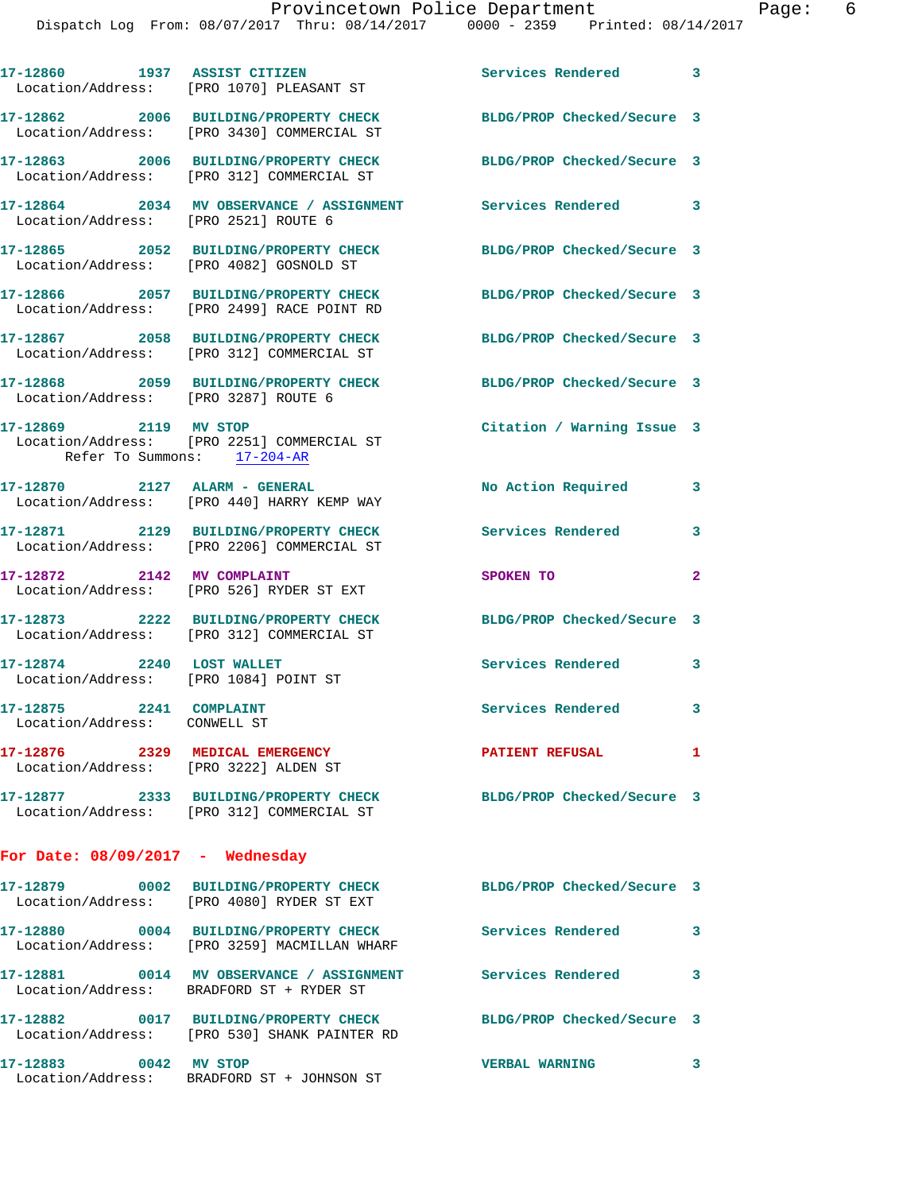17-12860 1937 **ASSIST CITIZEN** Services Rendered 3
Location/Address: [PRO 1070] PLEASANT ST

17-12862 2006 **BUILDING/PROPERTY CHECK** BLDG/PROP Checked/Secure 3
Location/Address: [PRO 3430] COMMERCIAL ST

17-12863 2006 **BUILDING/PROPERTY CHECK** BLDG/PROP Checked/Secure 3
Location/Address: [PRO 312] COMMERCIAL ST

17-12864 2034 **MV OBSERVANCE / ASSIGNMENT** Services Rendered 3
Location/Address: [PRO 2521] ROUTE 6

17-12865 2052 **BUILDING/PROPERTY CHECK** BLDG/PROP Checked/Secure 3
Location/Address: [PRO 4082] GOSNOLD ST

17-12866 2057 **BUILDING/PROPERTY CHECK** BLDG/PROP Checked/Secure 3
Location/Address: [PRO 2499] RACE POINT RD

17-12867 2058 **BUILDING/PROPERTY CHECK** BLDG/PROP Checked/Secure 3
Location/Address: [PRO 312] COMMERCIAL ST

17-12868 2059 **BUILDING/PROPERTY CHECK** BLDG/PROP Checked/Secure 3
Location/Address: [PRO 3287] ROUTE 6

17-12869 2119 **MV STOP** Citation / Warning Issue 3
Location/Address: [PRO 2251] COMMERCIAL ST
Refer To Summons: 17-204-AR

17-12870 2127 **ALARM - GENERAL** No Action Required 3
Location/Address: [PRO 440] HARRY KEMP WAY

17-12871 2129 **BUILDING/PROPERTY CHECK** Services Rendered 3
Location/Address: [PRO 2206] COMMERCIAL ST

17-12872 2142 **MV COMPLAINT** SPOKEN TO 2
Location/Address: [PRO 526] RYDER ST EXT

17-12873 2222 **BUILDING/PROPERTY CHECK** BLDG/PROP Checked/Secure 3
Location/Address: [PRO 312] COMMERCIAL ST

17-12874 2240 **LOST WALLET** Services Rendered 3
Location/Address: [PRO 1084] POINT ST

17-12875 2241 **COMPLAINT** Services Rendered 3
Location/Address: CONWELL ST

17-12876 2329 **MEDICAL EMERGENCY** PATIENT REFUSAL 1
Location/Address: [PRO 3222] ALDEN ST

17-12877 2333 **BUILDING/PROPERTY CHECK** BLDG/PROP Checked/Secure 3
Location/Address: [PRO 312] COMMERCIAL ST

## For Date: 08/09/2017 - Wednesday

17-12879 0002 **BUILDING/PROPERTY CHECK** BLDG/PROP Checked/Secure 3
Location/Address: [PRO 4080] RYDER ST EXT

17-12880 0004 **BUILDING/PROPERTY CHECK** Services Rendered 3
Location/Address: [PRO 3259] MACMILLAN WHARF

17-12881 0014 **MV OBSERVANCE / ASSIGNMENT** Services Rendered 3
Location/Address: BRADFORD ST + RYDER ST

17-12882 0017 **BUILDING/PROPERTY CHECK** BLDG/PROP Checked/Secure 3
Location/Address: [PRO 530] SHANK PAINTER RD

17-12883 0042 **MV STOP** VERBAL WARNING 3
Location/Address: BRADFORD ST + JOHNSON ST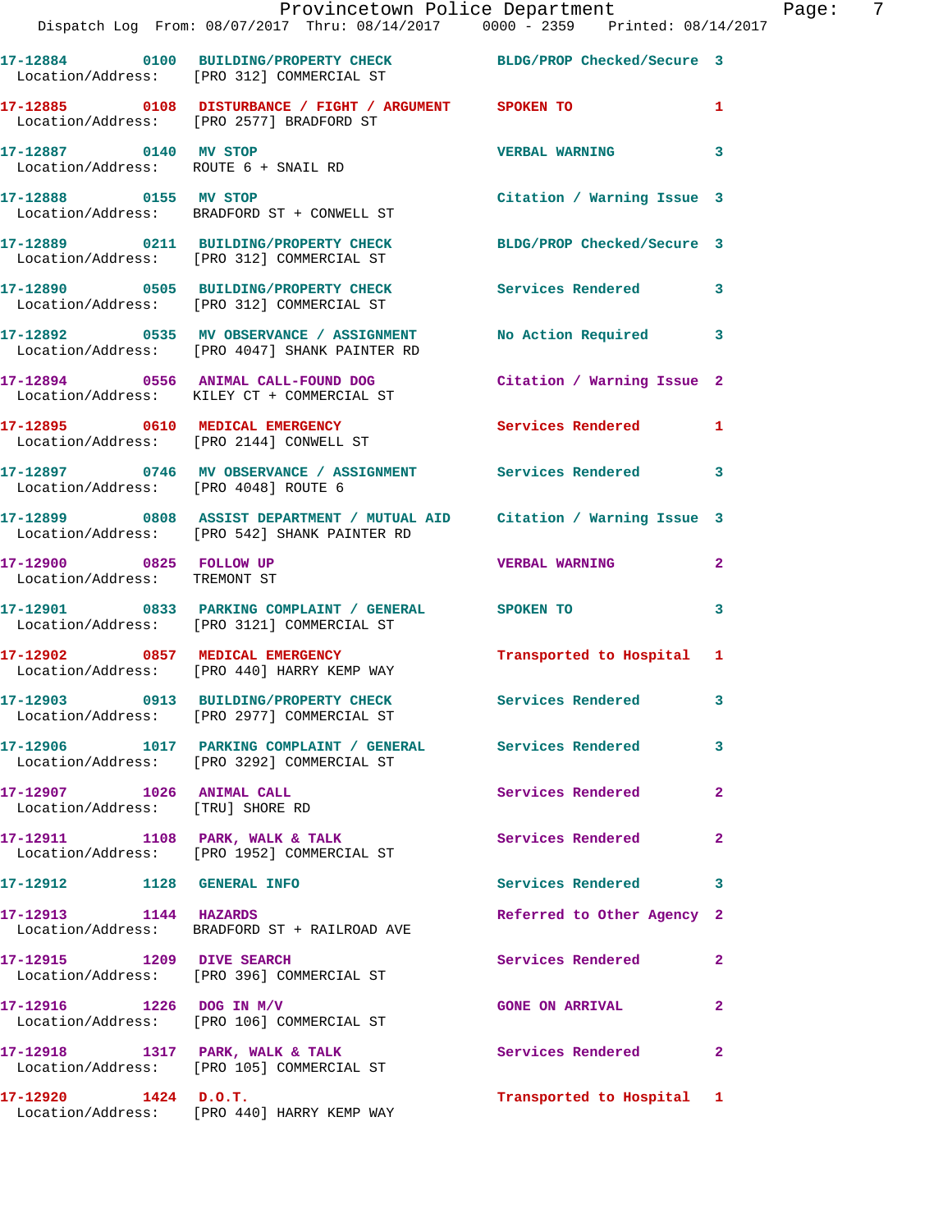17-12884 0100 BUILDING/PROPERTY CHECK BLDG/PROP Checked/Secure 3
Location/Address: [PRO 312] COMMERCIAL ST

17-12885 0108 DISTURBANCE / FIGHT / ARGUMENT SPOKEN TO 1
Location/Address: [PRO 2577] BRADFORD ST

17-12887 0140 MV STOP VERBAL WARNING 3
Location/Address: ROUTE 6 + SNAIL RD

17-12888 0155 MV STOP Citation / Warning Issue 3
Location/Address: BRADFORD ST + CONWELL ST

17-12889 0211 BUILDING/PROPERTY CHECK BLDG/PROP Checked/Secure 3
Location/Address: [PRO 312] COMMERCIAL ST

17-12890 0505 BUILDING/PROPERTY CHECK Services Rendered 3
Location/Address: [PRO 312] COMMERCIAL ST

17-12892 0535 MV OBSERVANCE / ASSIGNMENT No Action Required 3
Location/Address: [PRO 4047] SHANK PAINTER RD

17-12894 0556 ANIMAL CALL-FOUND DOG Citation / Warning Issue 2
Location/Address: KILEY CT + COMMERCIAL ST

17-12895 0610 MEDICAL EMERGENCY Services Rendered 1
Location/Address: [PRO 2144] CONWELL ST

17-12897 0746 MV OBSERVANCE / ASSIGNMENT Services Rendered 3
Location/Address: [PRO 4048] ROUTE 6

17-12899 0808 ASSIST DEPARTMENT / MUTUAL AID Citation / Warning Issue 3
Location/Address: [PRO 542] SHANK PAINTER RD

17-12900 0825 FOLLOW UP VERBAL WARNING 2
Location/Address: TREMONT ST

17-12901 0833 PARKING COMPLAINT / GENERAL SPOKEN TO 3
Location/Address: [PRO 3121] COMMERCIAL ST

17-12902 0857 MEDICAL EMERGENCY Transported to Hospital 1
Location/Address: [PRO 440] HARRY KEMP WAY

17-12903 0913 BUILDING/PROPERTY CHECK Services Rendered 3
Location/Address: [PRO 2977] COMMERCIAL ST

17-12906 1017 PARKING COMPLAINT / GENERAL Services Rendered 3
Location/Address: [PRO 3292] COMMERCIAL ST

17-12907 1026 ANIMAL CALL Services Rendered 2
Location/Address: [TRU] SHORE RD

17-12911 1108 PARK, WALK & TALK Services Rendered 2
Location/Address: [PRO 1952] COMMERCIAL ST

17-12912 1128 GENERAL INFO Services Rendered 3

17-12913 1144 HAZARDS Referred to Other Agency 2
Location/Address: BRADFORD ST + RAILROAD AVE

17-12915 1209 DIVE SEARCH Services Rendered 2
Location/Address: [PRO 396] COMMERCIAL ST

17-12916 1226 DOG IN M/V GONE ON ARRIVAL 2
Location/Address: [PRO 106] COMMERCIAL ST

17-12918 1317 PARK, WALK & TALK Services Rendered 2
Location/Address: [PRO 105] COMMERCIAL ST

17-12920 1424 D.O.T. Transported to Hospital 1
Location/Address: [PRO 440] HARRY KEMP WAY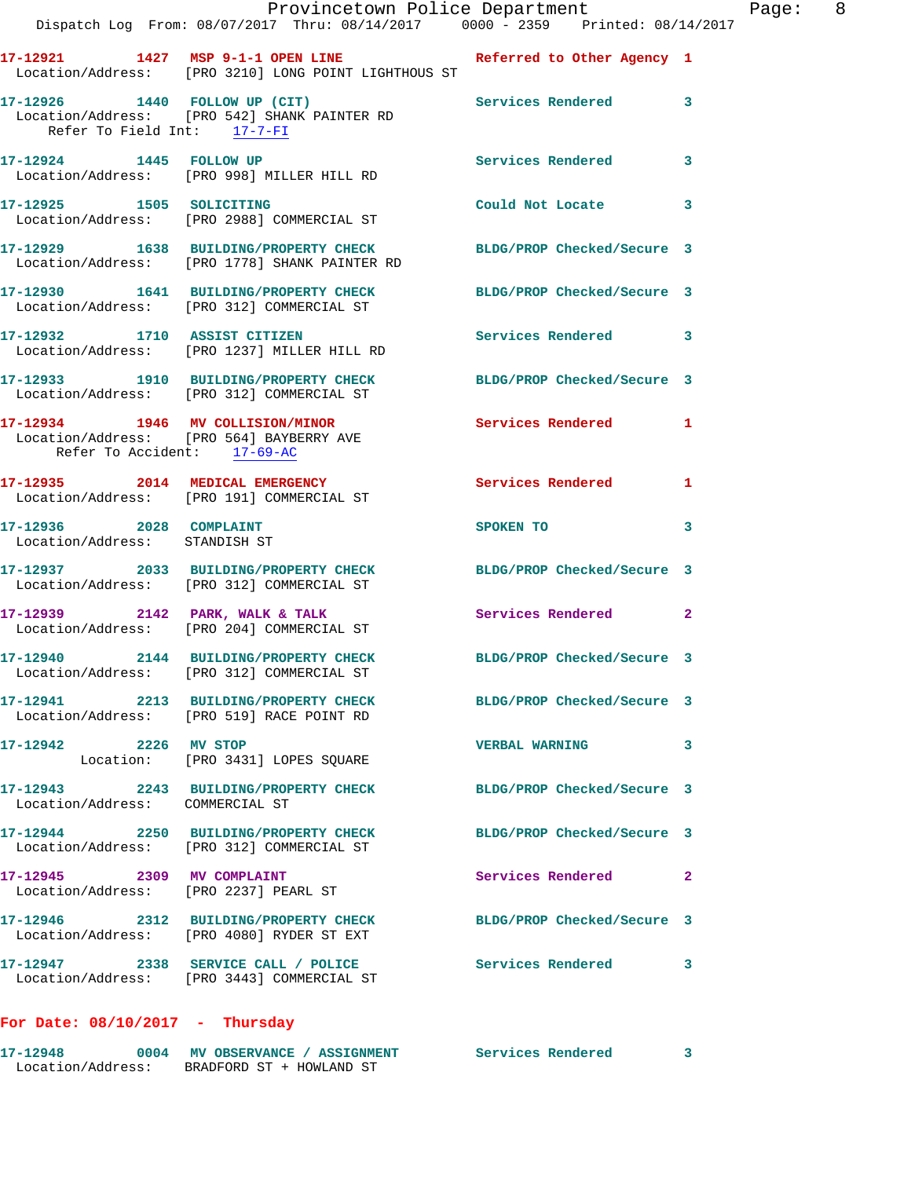17-12921 1427 MSP 9-1-1 OPEN LINE Referred to Other Agency 1
Location/Address: [PRO 3210] LONG POINT LIGHTHOUS ST

17-12926 1440 FOLLOW UP (CIT) Services Rendered 3
Location/Address: [PRO 542] SHANK PAINTER RD
Refer To Field Int: 17-7-FI

17-12924 1445 FOLLOW UP Services Rendered 3
Location/Address: [PRO 998] MILLER HILL RD

17-12925 1505 SOLICITING Could Not Locate 3
Location/Address: [PRO 2988] COMMERCIAL ST

17-12929 1638 BUILDING/PROPERTY CHECK BLDG/PROP Checked/Secure 3
Location/Address: [PRO 1778] SHANK PAINTER RD

17-12930 1641 BUILDING/PROPERTY CHECK BLDG/PROP Checked/Secure 3
Location/Address: [PRO 312] COMMERCIAL ST

17-12932 1710 ASSIST CITIZEN Services Rendered 3
Location/Address: [PRO 1237] MILLER HILL RD

17-12933 1910 BUILDING/PROPERTY CHECK BLDG/PROP Checked/Secure 3
Location/Address: [PRO 312] COMMERCIAL ST

17-12934 1946 MV COLLISION/MINOR Services Rendered 1
Location/Address: [PRO 564] BAYBERRY AVE
Refer To Accident: 17-69-AC

17-12935 2014 MEDICAL EMERGENCY Services Rendered 1
Location/Address: [PRO 191] COMMERCIAL ST

17-12936 2028 COMPLAINT SPOKEN TO 3
Location/Address: STANDISH ST

17-12937 2033 BUILDING/PROPERTY CHECK BLDG/PROP Checked/Secure 3
Location/Address: [PRO 312] COMMERCIAL ST

17-12939 2142 PARK, WALK & TALK Services Rendered 2
Location/Address: [PRO 204] COMMERCIAL ST

17-12940 2144 BUILDING/PROPERTY CHECK BLDG/PROP Checked/Secure 3
Location/Address: [PRO 312] COMMERCIAL ST

17-12941 2213 BUILDING/PROPERTY CHECK BLDG/PROP Checked/Secure 3
Location/Address: [PRO 519] RACE POINT RD

17-12942 2226 MV STOP VERBAL WARNING 3
Location: [PRO 3431] LOPES SQUARE

17-12943 2243 BUILDING/PROPERTY CHECK BLDG/PROP Checked/Secure 3
Location/Address: COMMERCIAL ST

17-12944 2250 BUILDING/PROPERTY CHECK BLDG/PROP Checked/Secure 3
Location/Address: [PRO 312] COMMERCIAL ST

17-12945 2309 MV COMPLAINT Services Rendered 2
Location/Address: [PRO 2237] PEARL ST

17-12946 2312 BUILDING/PROPERTY CHECK BLDG/PROP Checked/Secure 3
Location/Address: [PRO 4080] RYDER ST EXT

17-12947 2338 SERVICE CALL / POLICE Services Rendered 3
Location/Address: [PRO 3443] COMMERCIAL ST

**For Date: 08/10/2017 - Thursday**

17-12948 0004 MV OBSERVANCE / ASSIGNMENT Services Rendered 3
Location/Address: BRADFORD ST + HOWLAND ST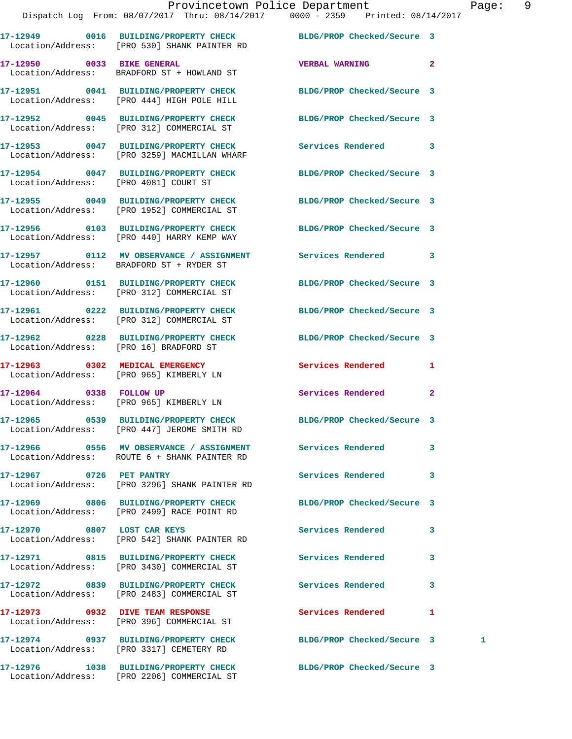17-12949 0016 BUILDING/PROPERTY CHECK BLDG/PROP Checked/Secure 3
Location/Address: [PRO 530] SHANK PAINTER RD

17-12950 0033 BIKE GENERAL VERBAL WARNING 2
Location/Address: BRADFORD ST + HOWLAND ST

17-12951 0041 BUILDING/PROPERTY CHECK BLDG/PROP Checked/Secure 3
Location/Address: [PRO 444] HIGH POLE HILL

17-12952 0045 BUILDING/PROPERTY CHECK BLDG/PROP Checked/Secure 3
Location/Address: [PRO 312] COMMERCIAL ST

17-12953 0047 BUILDING/PROPERTY CHECK Services Rendered 3
Location/Address: [PRO 3259] MACMILLAN WHARF

17-12954 0047 BUILDING/PROPERTY CHECK BLDG/PROP Checked/Secure 3
Location/Address: [PRO 4081] COURT ST

17-12955 0049 BUILDING/PROPERTY CHECK BLDG/PROP Checked/Secure 3
Location/Address: [PRO 1952] COMMERCIAL ST

17-12956 0103 BUILDING/PROPERTY CHECK BLDG/PROP Checked/Secure 3
Location/Address: [PRO 440] HARRY KEMP WAY

17-12957 0112 MV OBSERVANCE / ASSIGNMENT Services Rendered 3
Location/Address: BRADFORD ST + RYDER ST

17-12960 0151 BUILDING/PROPERTY CHECK BLDG/PROP Checked/Secure 3
Location/Address: [PRO 312] COMMERCIAL ST

17-12961 0222 BUILDING/PROPERTY CHECK BLDG/PROP Checked/Secure 3
Location/Address: [PRO 312] COMMERCIAL ST

17-12962 0228 BUILDING/PROPERTY CHECK BLDG/PROP Checked/Secure 3
Location/Address: [PRO 16] BRADFORD ST

17-12963 0302 MEDICAL EMERGENCY Services Rendered 1
Location/Address: [PRO 965] KIMBERLY LN

17-12964 0338 FOLLOW UP Services Rendered 2
Location/Address: [PRO 965] KIMBERLY LN

17-12965 0539 BUILDING/PROPERTY CHECK BLDG/PROP Checked/Secure 3
Location/Address: [PRO 447] JEROME SMITH RD

17-12966 0556 MV OBSERVANCE / ASSIGNMENT Services Rendered 3
Location/Address: ROUTE 6 + SHANK PAINTER RD

17-12967 0726 PET PANTRY Services Rendered 3
Location/Address: [PRO 3296] SHANK PAINTER RD

17-12969 0806 BUILDING/PROPERTY CHECK BLDG/PROP Checked/Secure 3
Location/Address: [PRO 2499] RACE POINT RD

17-12970 0807 LOST CAR KEYS Services Rendered 3
Location/Address: [PRO 542] SHANK PAINTER RD

17-12971 0815 BUILDING/PROPERTY CHECK Services Rendered 3
Location/Address: [PRO 3430] COMMERCIAL ST

17-12972 0839 BUILDING/PROPERTY CHECK Services Rendered 3
Location/Address: [PRO 2483] COMMERCIAL ST

17-12973 0932 DIVE TEAM RESPONSE Services Rendered 1
Location/Address: [PRO 396] COMMERCIAL ST

17-12974 0937 BUILDING/PROPERTY CHECK BLDG/PROP Checked/Secure 3 1
Location/Address: [PRO 3317] CEMETERY RD

17-12976 1038 BUILDING/PROPERTY CHECK BLDG/PROP Checked/Secure 3
Location/Address: [PRO 2206] COMMERCIAL ST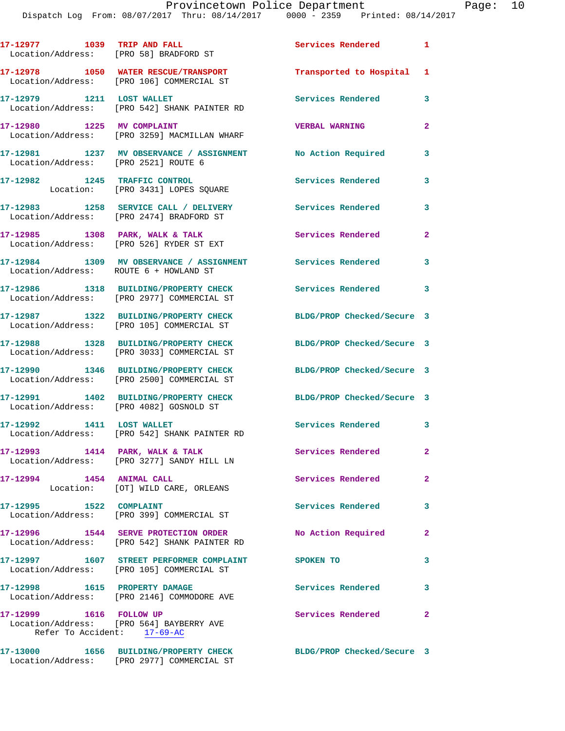17-12977 1039 TRIP AND FALL Services Rendered 1
Location/Address: [PRO 58] BRADFORD ST

17-12978 1050 WATER RESCUE/TRANSPORT Transported to Hospital 1
Location/Address: [PRO 106] COMMERCIAL ST

17-12979 1211 LOST WALLET Services Rendered 3
Location/Address: [PRO 542] SHANK PAINTER RD

17-12980 1225 MV COMPLAINT VERBAL WARNING 2
Location/Address: [PRO 3259] MACMILLAN WHARF

17-12981 1237 MV OBSERVANCE / ASSIGNMENT No Action Required 3
Location/Address: [PRO 2521] ROUTE 6

17-12982 1245 TRAFFIC CONTROL Services Rendered 3
Location: [PRO 3431] LOPES SQUARE

17-12983 1258 SERVICE CALL / DELIVERY Services Rendered 3
Location/Address: [PRO 2474] BRADFORD ST

17-12985 1308 PARK, WALK & TALK Services Rendered 2
Location/Address: [PRO 526] RYDER ST EXT

17-12984 1309 MV OBSERVANCE / ASSIGNMENT Services Rendered 3
Location/Address: ROUTE 6 + HOWLAND ST

17-12986 1318 BUILDING/PROPERTY CHECK Services Rendered 3
Location/Address: [PRO 2977] COMMERCIAL ST

17-12987 1322 BUILDING/PROPERTY CHECK BLDG/PROP Checked/Secure 3
Location/Address: [PRO 105] COMMERCIAL ST

17-12988 1328 BUILDING/PROPERTY CHECK BLDG/PROP Checked/Secure 3
Location/Address: [PRO 3033] COMMERCIAL ST

17-12990 1346 BUILDING/PROPERTY CHECK BLDG/PROP Checked/Secure 3
Location/Address: [PRO 2500] COMMERCIAL ST

17-12991 1402 BUILDING/PROPERTY CHECK BLDG/PROP Checked/Secure 3
Location/Address: [PRO 4082] GOSNOLD ST

17-12992 1411 LOST WALLET Services Rendered 3
Location/Address: [PRO 542] SHANK PAINTER RD

17-12993 1414 PARK, WALK & TALK Services Rendered 2
Location/Address: [PRO 3277] SANDY HILL LN

17-12994 1454 ANIMAL CALL Services Rendered 2
Location: [OT] WILD CARE, ORLEANS

17-12995 1522 COMPLAINT Services Rendered 3
Location/Address: [PRO 399] COMMERCIAL ST

17-12996 1544 SERVE PROTECTION ORDER No Action Required 2
Location/Address: [PRO 542] SHANK PAINTER RD

17-12997 1607 STREET PERFORMER COMPLAINT SPOKEN TO 3
Location/Address: [PRO 105] COMMERCIAL ST

17-12998 1615 PROPERTY DAMAGE Services Rendered 3
Location/Address: [PRO 2146] COMMODORE AVE

17-12999 1616 FOLLOW UP Services Rendered 2
Location/Address: [PRO 564] BAYBERRY AVE
Refer To Accident: 17-69-AC

17-13000 1656 BUILDING/PROPERTY CHECK BLDG/PROP Checked/Secure 3
Location/Address: [PRO 2977] COMMERCIAL ST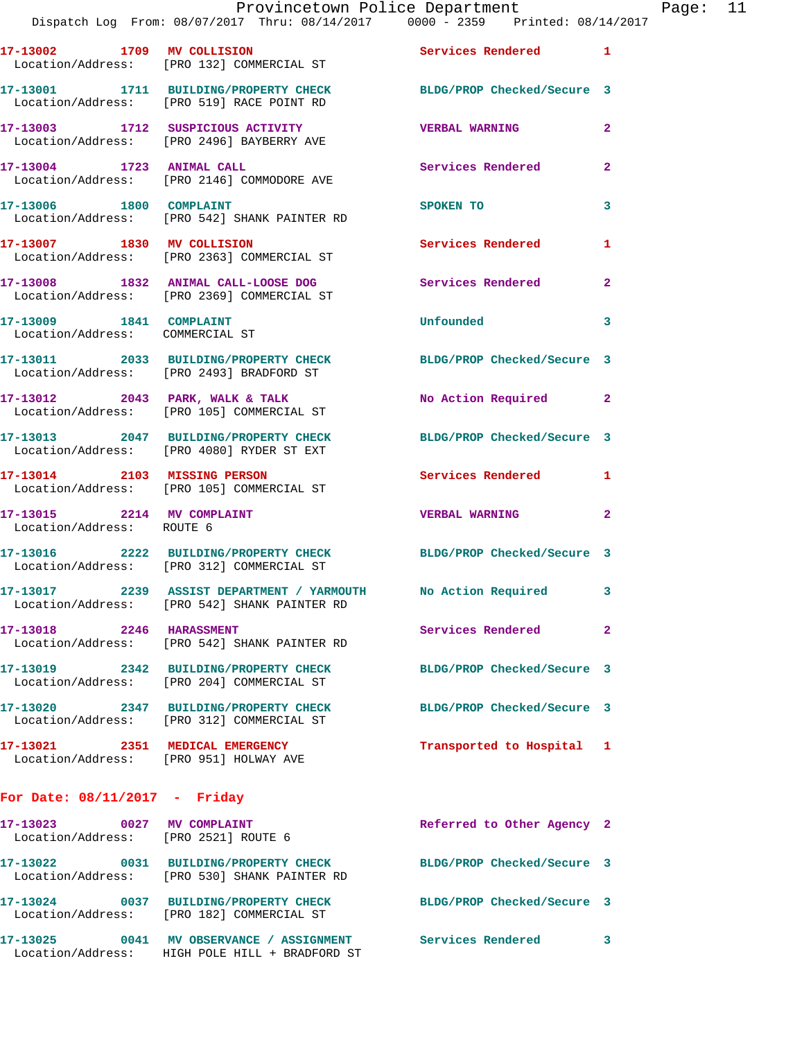17-13002 1709 **MV COLLISION** Services Rendered 1
Location/Address: [PRO 132] COMMERCIAL ST

17-13001 1711 **BUILDING/PROPERTY CHECK** BLDG/PROP Checked/Secure 3
Location/Address: [PRO 519] RACE POINT RD

17-13003 1712 **SUSPICIOUS ACTIVITY** VERBAL WARNING 2
Location/Address: [PRO 2496] BAYBERRY AVE

17-13004 1723 **ANIMAL CALL** Services Rendered 2
Location/Address: [PRO 2146] COMMODORE AVE

17-13006 1800 **COMPLAINT** SPOKEN TO 3
Location/Address: [PRO 542] SHANK PAINTER RD

17-13007 1830 **MV COLLISION** Services Rendered 1
Location/Address: [PRO 2363] COMMERCIAL ST

17-13008 1832 **ANIMAL CALL-LOOSE DOG** Services Rendered 2
Location/Address: [PRO 2369] COMMERCIAL ST

17-13009 1841 **COMPLAINT** Unfounded 3
Location/Address: COMMERCIAL ST

17-13011 2033 **BUILDING/PROPERTY CHECK** BLDG/PROP Checked/Secure 3
Location/Address: [PRO 2493] BRADFORD ST

17-13012 2043 **PARK, WALK & TALK** No Action Required 2
Location/Address: [PRO 105] COMMERCIAL ST

17-13013 2047 **BUILDING/PROPERTY CHECK** BLDG/PROP Checked/Secure 3
Location/Address: [PRO 4080] RYDER ST EXT

17-13014 2103 **MISSING PERSON** Services Rendered 1
Location/Address: [PRO 105] COMMERCIAL ST

17-13015 2214 **MV COMPLAINT** VERBAL WARNING 2
Location/Address: ROUTE 6

17-13016 2222 **BUILDING/PROPERTY CHECK** BLDG/PROP Checked/Secure 3
Location/Address: [PRO 312] COMMERCIAL ST

17-13017 2239 **ASSIST DEPARTMENT / YARMOUTH** No Action Required 3
Location/Address: [PRO 542] SHANK PAINTER RD

17-13018 2246 **HARASSMENT** Services Rendered 2
Location/Address: [PRO 542] SHANK PAINTER RD

17-13019 2342 **BUILDING/PROPERTY CHECK** BLDG/PROP Checked/Secure 3
Location/Address: [PRO 204] COMMERCIAL ST

17-13020 2347 **BUILDING/PROPERTY CHECK** BLDG/PROP Checked/Secure 3
Location/Address: [PRO 312] COMMERCIAL ST

17-13021 2351 **MEDICAL EMERGENCY** Transported to Hospital 1
Location/Address: [PRO 951] HOLWAY AVE

## For Date: 08/11/2017 - Friday

17-13023 0027 **MV COMPLAINT** Referred to Other Agency 2
Location/Address: [PRO 2521] ROUTE 6

17-13022 0031 **BUILDING/PROPERTY CHECK** BLDG/PROP Checked/Secure 3
Location/Address: [PRO 530] SHANK PAINTER RD

17-13024 0037 **BUILDING/PROPERTY CHECK** BLDG/PROP Checked/Secure 3
Location/Address: [PRO 182] COMMERCIAL ST

17-13025 0041 **MV OBSERVANCE / ASSIGNMENT** Services Rendered 3
Location/Address: HIGH POLE HILL + BRADFORD ST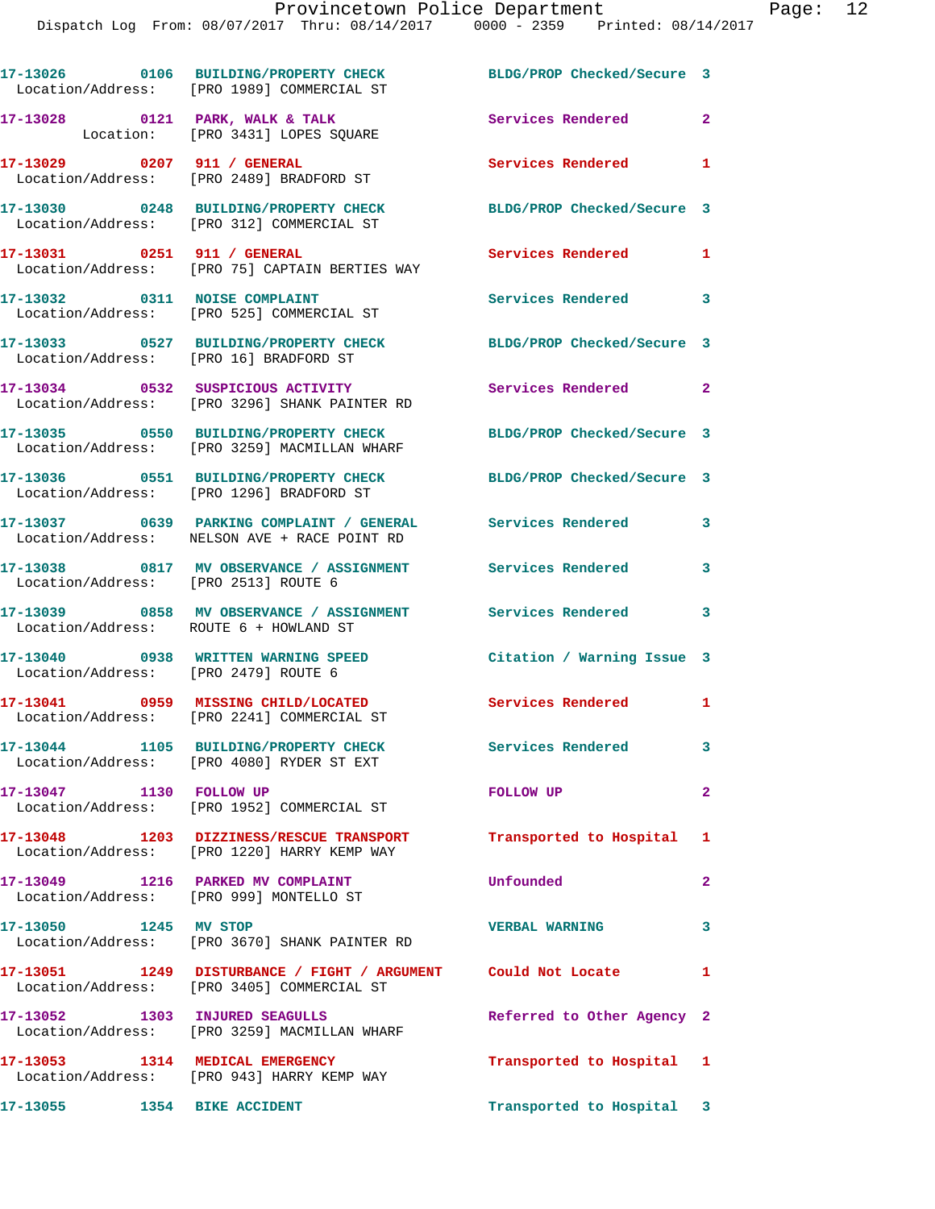| Call Number | Time | Call Reason | Action | Priority |
|---|---|---|---|---|
| 17-13026 | 0106 | BUILDING/PROPERTY CHECK | BLDG/PROP Checked/Secure | 3 |
| Location/Address: [PRO 1989] COMMERCIAL ST | | | | |
| 17-13028 | 0121 | PARK, WALK & TALK | Services Rendered | 2 |
| Location: [PRO 3431] LOPES SQUARE | | | | |
| 17-13029 | 0207 | 911 / GENERAL | Services Rendered | 1 |
| Location/Address: [PRO 2489] BRADFORD ST | | | | |
| 17-13030 | 0248 | BUILDING/PROPERTY CHECK | BLDG/PROP Checked/Secure | 3 |
| Location/Address: [PRO 312] COMMERCIAL ST | | | | |
| 17-13031 | 0251 | 911 / GENERAL | Services Rendered | 1 |
| Location/Address: [PRO 75] CAPTAIN BERTIES WAY | | | | |
| 17-13032 | 0311 | NOISE COMPLAINT | Services Rendered | 3 |
| Location/Address: [PRO 525] COMMERCIAL ST | | | | |
| 17-13033 | 0527 | BUILDING/PROPERTY CHECK | BLDG/PROP Checked/Secure | 3 |
| Location/Address: [PRO 16] BRADFORD ST | | | | |
| 17-13034 | 0532 | SUSPICIOUS ACTIVITY | Services Rendered | 2 |
| Location/Address: [PRO 3296] SHANK PAINTER RD | | | | |
| 17-13035 | 0550 | BUILDING/PROPERTY CHECK | BLDG/PROP Checked/Secure | 3 |
| Location/Address: [PRO 3259] MACMILLAN WHARF | | | | |
| 17-13036 | 0551 | BUILDING/PROPERTY CHECK | BLDG/PROP Checked/Secure | 3 |
| Location/Address: [PRO 1296] BRADFORD ST | | | | |
| 17-13037 | 0639 | PARKING COMPLAINT / GENERAL | Services Rendered | 3 |
| Location/Address: NELSON AVE + RACE POINT RD | | | | |
| 17-13038 | 0817 | MV OBSERVANCE / ASSIGNMENT | Services Rendered | 3 |
| Location/Address: [PRO 2513] ROUTE 6 | | | | |
| 17-13039 | 0858 | MV OBSERVANCE / ASSIGNMENT | Services Rendered | 3 |
| Location/Address: ROUTE 6 + HOWLAND ST | | | | |
| 17-13040 | 0938 | WRITTEN WARNING SPEED | Citation / Warning Issue | 3 |
| Location/Address: [PRO 2479] ROUTE 6 | | | | |
| 17-13041 | 0959 | MISSING CHILD/LOCATED | Services Rendered | 1 |
| Location/Address: [PRO 2241] COMMERCIAL ST | | | | |
| 17-13044 | 1105 | BUILDING/PROPERTY CHECK | Services Rendered | 3 |
| Location/Address: [PRO 4080] RYDER ST EXT | | | | |
| 17-13047 | 1130 | FOLLOW UP | FOLLOW UP | 2 |
| Location/Address: [PRO 1952] COMMERCIAL ST | | | | |
| 17-13048 | 1203 | DIZZINESS/RESCUE TRANSPORT | Transported to Hospital | 1 |
| Location/Address: [PRO 1220] HARRY KEMP WAY | | | | |
| 17-13049 | 1216 | PARKED MV COMPLAINT | Unfounded | 2 |
| Location/Address: [PRO 999] MONTELLO ST | | | | |
| 17-13050 | 1245 | MV STOP | VERBAL WARNING | 3 |
| Location/Address: [PRO 3670] SHANK PAINTER RD | | | | |
| 17-13051 | 1249 | DISTURBANCE / FIGHT / ARGUMENT | Could Not Locate | 1 |
| Location/Address: [PRO 3405] COMMERCIAL ST | | | | |
| 17-13052 | 1303 | INJURED SEAGULLS | Referred to Other Agency | 2 |
| Location/Address: [PRO 3259] MACMILLAN WHARF | | | | |
| 17-13053 | 1314 | MEDICAL EMERGENCY | Transported to Hospital | 1 |
| Location/Address: [PRO 943] HARRY KEMP WAY | | | | |
| 17-13055 | 1354 | BIKE ACCIDENT | Transported to Hospital | 3 |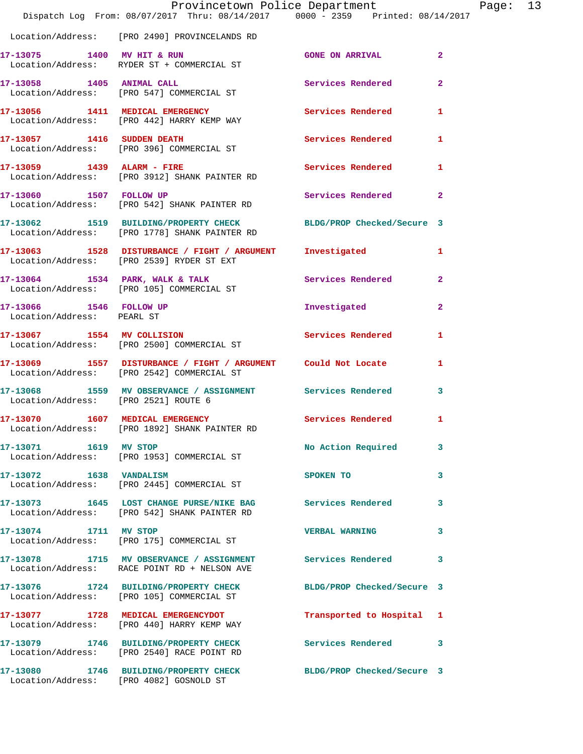Location/Address: [PRO 2490] PROVINCELANDS RD

| Call # | Time | Call Type | Disposition | Priority |
|---|---|---|---|---|
| 17-13075 | 1400 | MV HIT & RUN | GONE ON ARRIVAL | 2 |
| Location/Address: RYDER ST + COMMERCIAL ST | | | | |
| 17-13058 | 1405 | ANIMAL CALL | Services Rendered | 2 |
| Location/Address: [PRO 547] COMMERCIAL ST | | | | |
| 17-13056 | 1411 | MEDICAL EMERGENCY | Services Rendered | 1 |
| Location/Address: [PRO 442] HARRY KEMP WAY | | | | |
| 17-13057 | 1416 | SUDDEN DEATH | Services Rendered | 1 |
| Location/Address: [PRO 396] COMMERCIAL ST | | | | |
| 17-13059 | 1439 | ALARM - FIRE | Services Rendered | 1 |
| Location/Address: [PRO 3912] SHANK PAINTER RD | | | | |
| 17-13060 | 1507 | FOLLOW UP | Services Rendered | 2 |
| Location/Address: [PRO 542] SHANK PAINTER RD | | | | |
| 17-13062 | 1519 | BUILDING/PROPERTY CHECK | BLDG/PROP Checked/Secure | 3 |
| Location/Address: [PRO 1778] SHANK PAINTER RD | | | | |
| 17-13063 | 1528 | DISTURBANCE / FIGHT / ARGUMENT | Investigated | 1 |
| Location/Address: [PRO 2539] RYDER ST EXT | | | | |
| 17-13064 | 1534 | PARK, WALK & TALK | Services Rendered | 2 |
| Location/Address: [PRO 105] COMMERCIAL ST | | | | |
| 17-13066 | 1546 | FOLLOW UP | Investigated | 2 |
| Location/Address: PEARL ST | | | | |
| 17-13067 | 1554 | MV COLLISION | Services Rendered | 1 |
| Location/Address: [PRO 2500] COMMERCIAL ST | | | | |
| 17-13069 | 1557 | DISTURBANCE / FIGHT / ARGUMENT | Could Not Locate | 1 |
| Location/Address: [PRO 2542] COMMERCIAL ST | | | | |
| 17-13068 | 1559 | MV OBSERVANCE / ASSIGNMENT | Services Rendered | 3 |
| Location/Address: [PRO 2521] ROUTE 6 | | | | |
| 17-13070 | 1607 | MEDICAL EMERGENCY | Services Rendered | 1 |
| Location/Address: [PRO 1892] SHANK PAINTER RD | | | | |
| 17-13071 | 1619 | MV STOP | No Action Required | 3 |
| Location/Address: [PRO 1953] COMMERCIAL ST | | | | |
| 17-13072 | 1638 | VANDALISM | SPOKEN TO | 3 |
| Location/Address: [PRO 2445] COMMERCIAL ST | | | | |
| 17-13073 | 1645 | LOST CHANGE PURSE/NIKE BAG | Services Rendered | 3 |
| Location/Address: [PRO 542] SHANK PAINTER RD | | | | |
| 17-13074 | 1711 | MV STOP | VERBAL WARNING | 3 |
| Location/Address: [PRO 175] COMMERCIAL ST | | | | |
| 17-13078 | 1715 | MV OBSERVANCE / ASSIGNMENT | Services Rendered | 3 |
| Location/Address: RACE POINT RD + NELSON AVE | | | | |
| 17-13076 | 1724 | BUILDING/PROPERTY CHECK | BLDG/PROP Checked/Secure | 3 |
| Location/Address: [PRO 105] COMMERCIAL ST | | | | |
| 17-13077 | 1728 | MEDICAL EMERGENCYDOT | Transported to Hospital | 1 |
| Location/Address: [PRO 440] HARRY KEMP WAY | | | | |
| 17-13079 | 1746 | BUILDING/PROPERTY CHECK | Services Rendered | 3 |
| Location/Address: [PRO 2540] RACE POINT RD | | | | |
| 17-13080 | 1746 | BUILDING/PROPERTY CHECK | BLDG/PROP Checked/Secure | 3 |
| Location/Address: [PRO 4082] GOSNOLD ST | | | | |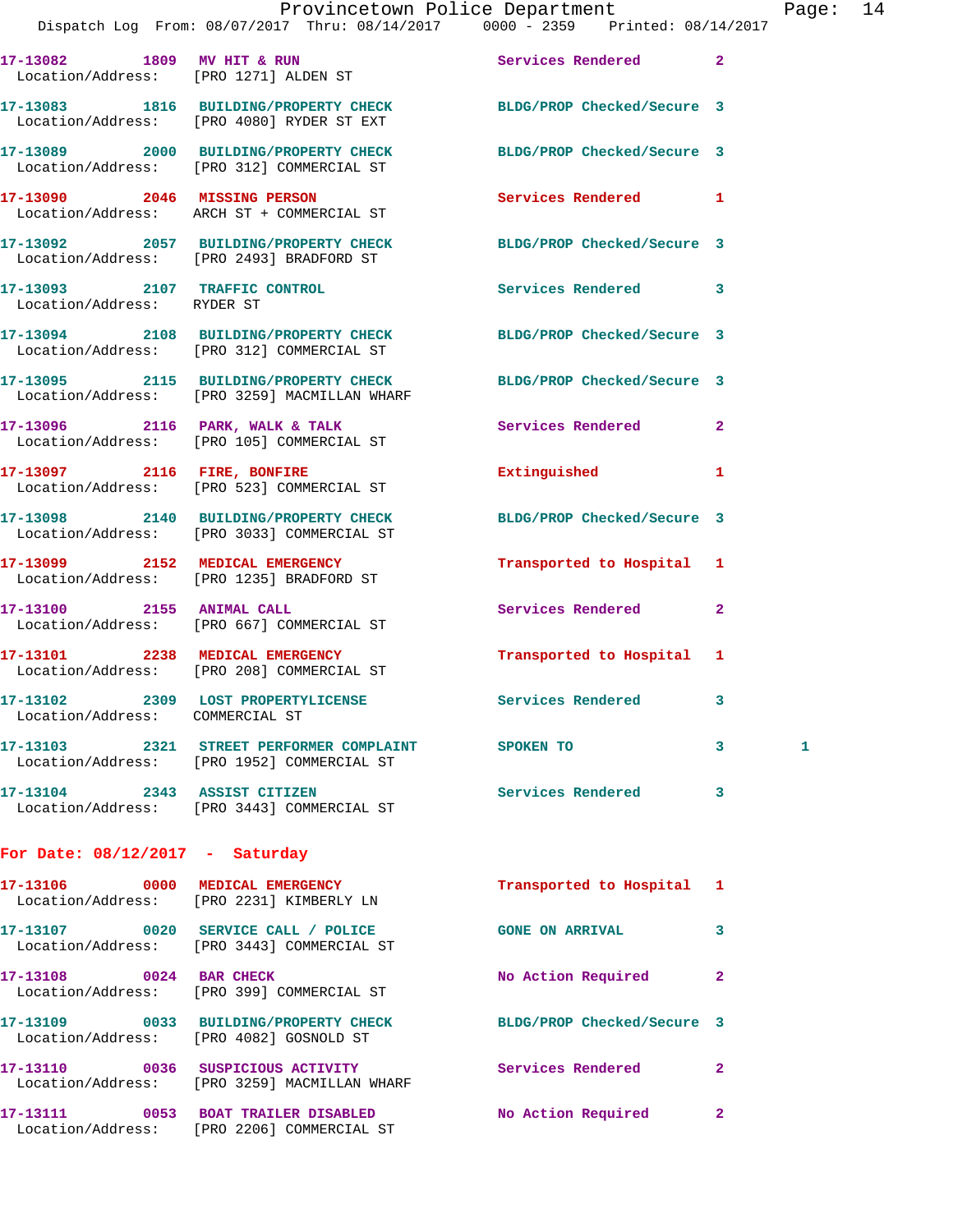17-13082 1809 MV HIT & RUN Services Rendered 2
Location/Address: [PRO 1271] ALDEN ST

17-13083 1816 BUILDING/PROPERTY CHECK BLDG/PROP Checked/Secure 3
Location/Address: [PRO 4080] RYDER ST EXT

17-13089 2000 BUILDING/PROPERTY CHECK BLDG/PROP Checked/Secure 3
Location/Address: [PRO 312] COMMERCIAL ST

17-13090 2046 MISSING PERSON Services Rendered 1
Location/Address: ARCH ST + COMMERCIAL ST

17-13092 2057 BUILDING/PROPERTY CHECK BLDG/PROP Checked/Secure 3
Location/Address: [PRO 2493] BRADFORD ST

17-13093 2107 TRAFFIC CONTROL Services Rendered 3
Location/Address: RYDER ST

17-13094 2108 BUILDING/PROPERTY CHECK BLDG/PROP Checked/Secure 3
Location/Address: [PRO 312] COMMERCIAL ST

17-13095 2115 BUILDING/PROPERTY CHECK BLDG/PROP Checked/Secure 3
Location/Address: [PRO 3259] MACMILLAN WHARF

17-13096 2116 PARK, WALK & TALK Services Rendered 2
Location/Address: [PRO 105] COMMERCIAL ST

17-13097 2116 FIRE, BONFIRE Extinguished 1
Location/Address: [PRO 523] COMMERCIAL ST

17-13098 2140 BUILDING/PROPERTY CHECK BLDG/PROP Checked/Secure 3
Location/Address: [PRO 3033] COMMERCIAL ST

17-13099 2152 MEDICAL EMERGENCY Transported to Hospital 1
Location/Address: [PRO 1235] BRADFORD ST

17-13100 2155 ANIMAL CALL Services Rendered 2
Location/Address: [PRO 667] COMMERCIAL ST

17-13101 2238 MEDICAL EMERGENCY Transported to Hospital 1
Location/Address: [PRO 208] COMMERCIAL ST

17-13102 2309 LOST PROPERTYLICENSE Services Rendered 3
Location/Address: COMMERCIAL ST

17-13103 2321 STREET PERFORMER COMPLAINT SPOKEN TO 3 1
Location/Address: [PRO 1952] COMMERCIAL ST

17-13104 2343 ASSIST CITIZEN Services Rendered 3
Location/Address: [PRO 3443] COMMERCIAL ST

## For Date: 08/12/2017 - Saturday

17-13106 0000 MEDICAL EMERGENCY Transported to Hospital 1
Location/Address: [PRO 2231] KIMBERLY LN

17-13107 0020 SERVICE CALL / POLICE GONE ON ARRIVAL 3
Location/Address: [PRO 3443] COMMERCIAL ST

17-13108 0024 BAR CHECK No Action Required 2
Location/Address: [PRO 399] COMMERCIAL ST

17-13109 0033 BUILDING/PROPERTY CHECK BLDG/PROP Checked/Secure 3
Location/Address: [PRO 4082] GOSNOLD ST

17-13110 0036 SUSPICIOUS ACTIVITY Services Rendered 2
Location/Address: [PRO 3259] MACMILLAN WHARF

17-13111 0053 BOAT TRAILER DISABLED No Action Required 2
Location/Address: [PRO 2206] COMMERCIAL ST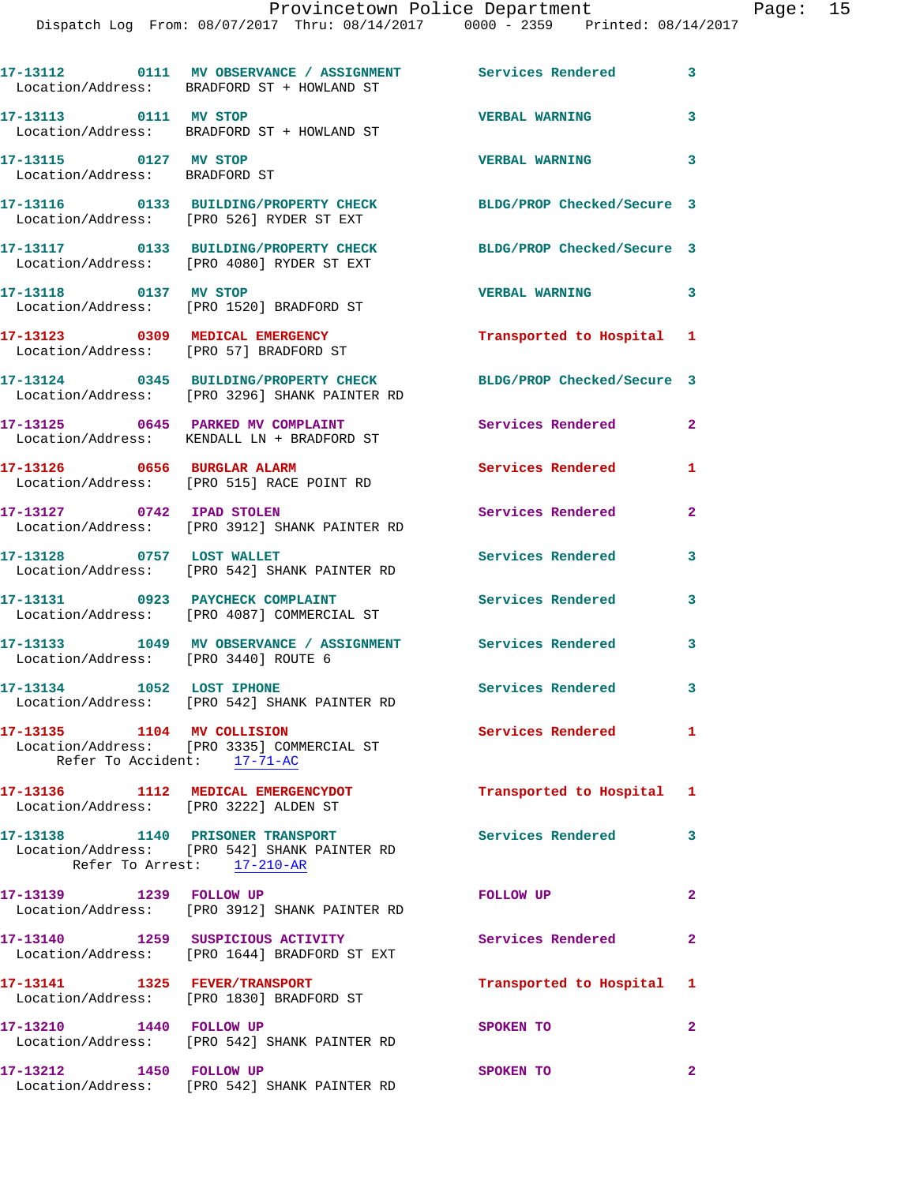17-13112 0111 MV OBSERVANCE / ASSIGNMENT Services Rendered 3
Location/Address: BRADFORD ST + HOWLAND ST

17-13113 0111 MV STOP VERBAL WARNING 3
Location/Address: BRADFORD ST + HOWLAND ST

17-13115 0127 MV STOP VERBAL WARNING 3
Location/Address: BRADFORD ST

17-13116 0133 BUILDING/PROPERTY CHECK BLDG/PROP Checked/Secure 3
Location/Address: [PRO 526] RYDER ST EXT

17-13117 0133 BUILDING/PROPERTY CHECK BLDG/PROP Checked/Secure 3
Location/Address: [PRO 4080] RYDER ST EXT

17-13118 0137 MV STOP VERBAL WARNING 3
Location/Address: [PRO 1520] BRADFORD ST

17-13123 0309 MEDICAL EMERGENCY Transported to Hospital 1
Location/Address: [PRO 57] BRADFORD ST

17-13124 0345 BUILDING/PROPERTY CHECK BLDG/PROP Checked/Secure 3
Location/Address: [PRO 3296] SHANK PAINTER RD

17-13125 0645 PARKED MV COMPLAINT Services Rendered 2
Location/Address: KENDALL LN + BRADFORD ST

17-13126 0656 BURGLAR ALARM Services Rendered 1
Location/Address: [PRO 515] RACE POINT RD

17-13127 0742 IPAD STOLEN Services Rendered 2
Location/Address: [PRO 3912] SHANK PAINTER RD

17-13128 0757 LOST WALLET Services Rendered 3
Location/Address: [PRO 542] SHANK PAINTER RD

17-13131 0923 PAYCHECK COMPLAINT Services Rendered 3
Location/Address: [PRO 4087] COMMERCIAL ST

17-13133 1049 MV OBSERVANCE / ASSIGNMENT Services Rendered 3
Location/Address: [PRO 3440] ROUTE 6

17-13134 1052 LOST IPHONE Services Rendered 3
Location/Address: [PRO 542] SHANK PAINTER RD

17-13135 1104 MV COLLISION Services Rendered 1
Location/Address: [PRO 3335] COMMERCIAL ST
Refer To Accident: 17-71-AC

17-13136 1112 MEDICAL EMERGENCYDOT Transported to Hospital 1
Location/Address: [PRO 3222] ALDEN ST

17-13138 1140 PRISONER TRANSPORT Services Rendered 3
Location/Address: [PRO 542] SHANK PAINTER RD
Refer To Arrest: 17-210-AR

17-13139 1239 FOLLOW UP FOLLOW UP 2
Location/Address: [PRO 3912] SHANK PAINTER RD

17-13140 1259 SUSPICIOUS ACTIVITY Services Rendered 2
Location/Address: [PRO 1644] BRADFORD ST EXT

17-13141 1325 FEVER/TRANSPORT Transported to Hospital 1
Location/Address: [PRO 1830] BRADFORD ST

17-13210 1440 FOLLOW UP SPOKEN TO 2
Location/Address: [PRO 542] SHANK PAINTER RD

17-13212 1450 FOLLOW UP SPOKEN TO 2
Location/Address: [PRO 542] SHANK PAINTER RD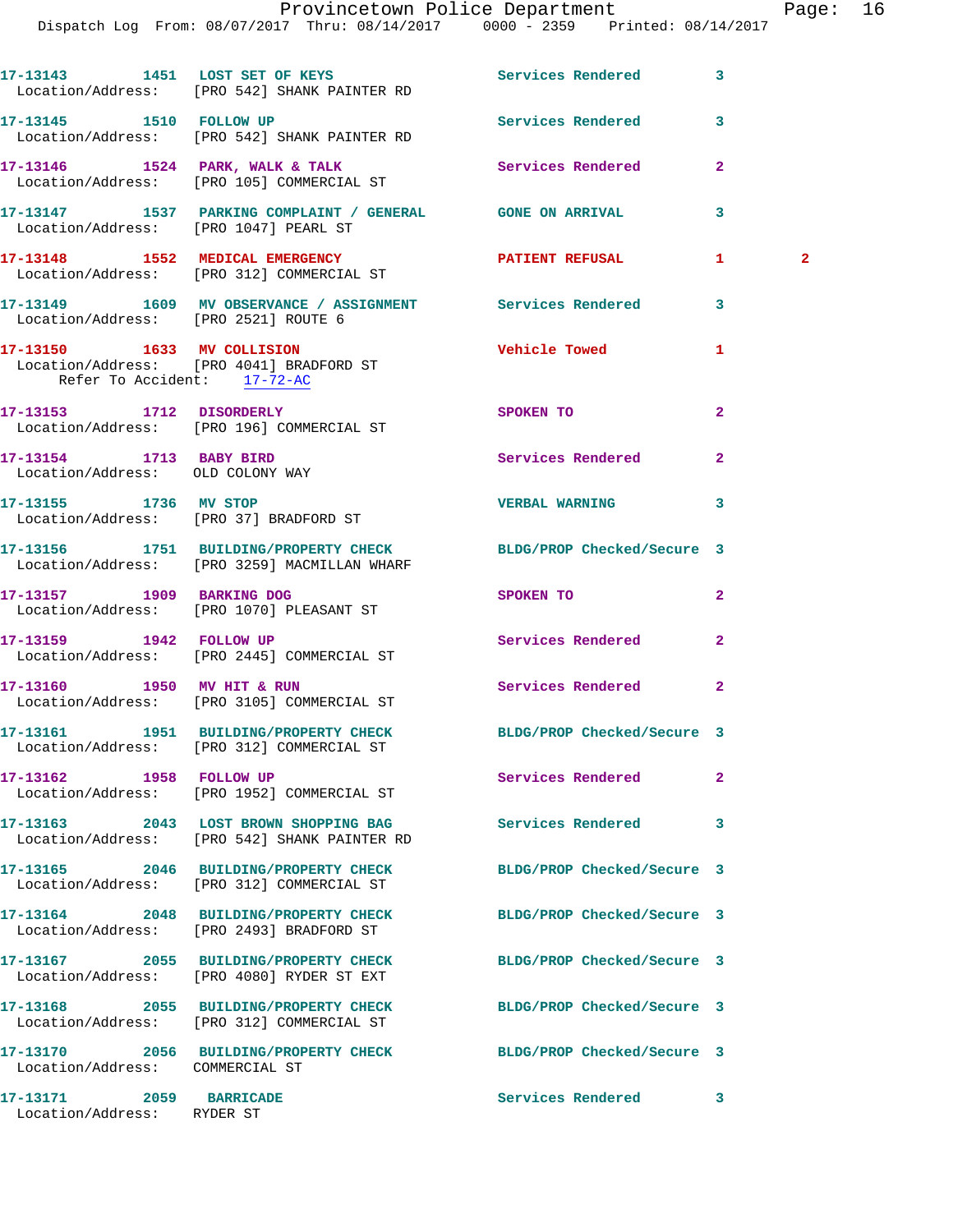17-13143 1451 LOST SET OF KEYS Services Rendered 3
Location/Address: [PRO 542] SHANK PAINTER RD

17-13145 1510 FOLLOW UP Services Rendered 3
Location/Address: [PRO 542] SHANK PAINTER RD

17-13146 1524 PARK, WALK & TALK Services Rendered 2
Location/Address: [PRO 105] COMMERCIAL ST

17-13147 1537 PARKING COMPLAINT / GENERAL GONE ON ARRIVAL 3
Location/Address: [PRO 1047] PEARL ST

17-13148 1552 MEDICAL EMERGENCY PATIENT REFUSAL 1 2
Location/Address: [PRO 312] COMMERCIAL ST

17-13149 1609 MV OBSERVANCE / ASSIGNMENT Services Rendered 3
Location/Address: [PRO 2521] ROUTE 6

17-13150 1633 MV COLLISION Vehicle Towed 1
Location/Address: [PRO 4041] BRADFORD ST
Refer To Accident: 17-72-AC

17-13153 1712 DISORDERLY SPOKEN TO 2
Location/Address: [PRO 196] COMMERCIAL ST

17-13154 1713 BABY BIRD Services Rendered 2
Location/Address: OLD COLONY WAY

17-13155 1736 MV STOP VERBAL WARNING 3
Location/Address: [PRO 37] BRADFORD ST

17-13156 1751 BUILDING/PROPERTY CHECK BLDG/PROP Checked/Secure 3
Location/Address: [PRO 3259] MACMILLAN WHARF

17-13157 1909 BARKING DOG SPOKEN TO 2
Location/Address: [PRO 1070] PLEASANT ST

17-13159 1942 FOLLOW UP Services Rendered 2
Location/Address: [PRO 2445] COMMERCIAL ST

17-13160 1950 MV HIT & RUN Services Rendered 2
Location/Address: [PRO 3105] COMMERCIAL ST

17-13161 1951 BUILDING/PROPERTY CHECK BLDG/PROP Checked/Secure 3
Location/Address: [PRO 312] COMMERCIAL ST

17-13162 1958 FOLLOW UP Services Rendered 2
Location/Address: [PRO 1952] COMMERCIAL ST

17-13163 2043 LOST BROWN SHOPPING BAG Services Rendered 3
Location/Address: [PRO 542] SHANK PAINTER RD

17-13165 2046 BUILDING/PROPERTY CHECK BLDG/PROP Checked/Secure 3
Location/Address: [PRO 312] COMMERCIAL ST

17-13164 2048 BUILDING/PROPERTY CHECK BLDG/PROP Checked/Secure 3
Location/Address: [PRO 2493] BRADFORD ST

17-13167 2055 BUILDING/PROPERTY CHECK BLDG/PROP Checked/Secure 3
Location/Address: [PRO 4080] RYDER ST EXT

17-13168 2055 BUILDING/PROPERTY CHECK BLDG/PROP Checked/Secure 3
Location/Address: [PRO 312] COMMERCIAL ST

17-13170 2056 BUILDING/PROPERTY CHECK BLDG/PROP Checked/Secure 3
Location/Address: COMMERCIAL ST

17-13171 2059 BARRICADE Services Rendered 3
Location/Address: RYDER ST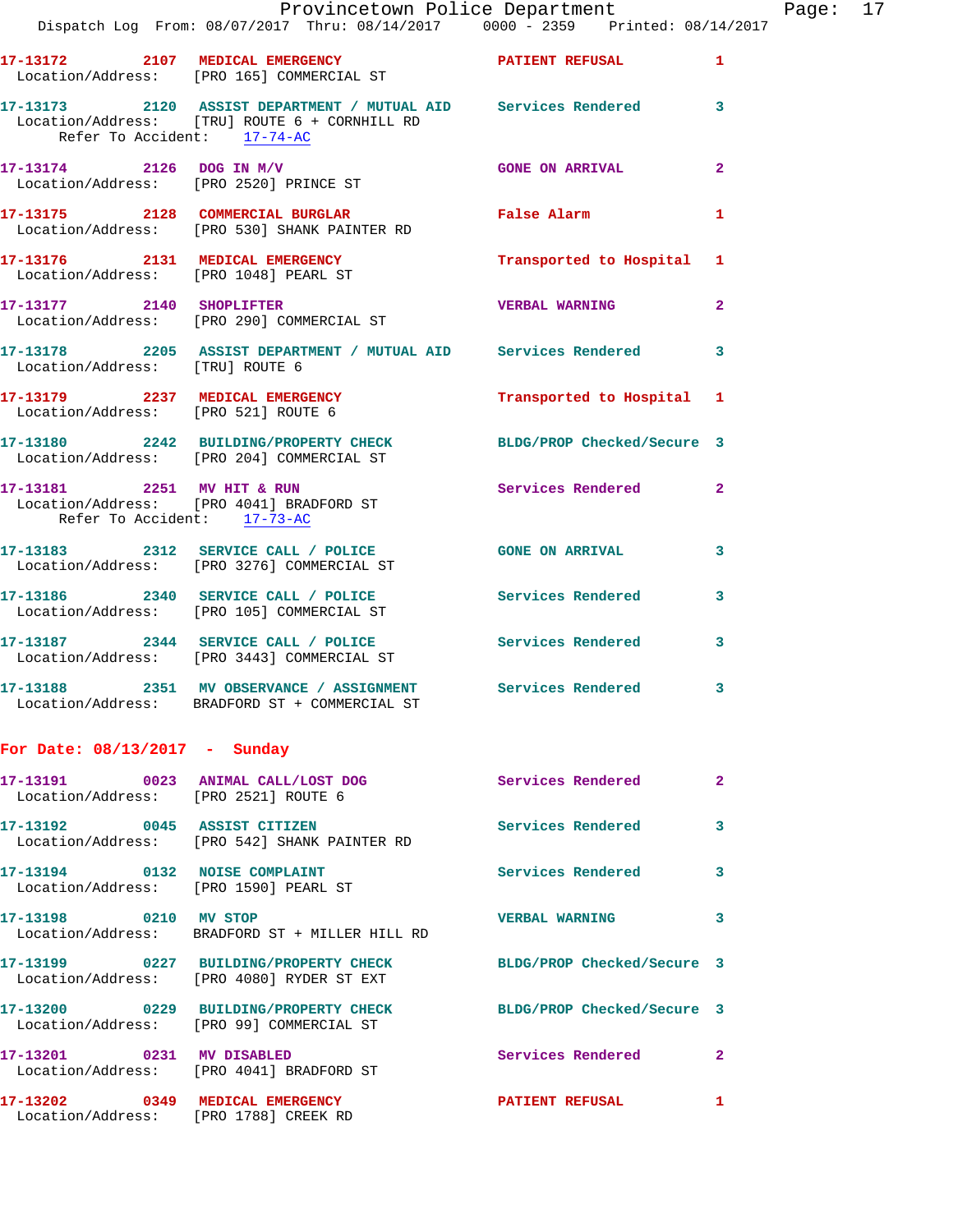17-13172 2107 MEDICAL EMERGENCY PATIENT REFUSAL 1
Location/Address: [PRO 165] COMMERCIAL ST

17-13173 2120 ASSIST DEPARTMENT / MUTUAL AID Services Rendered 3
Location/Address: [TRU] ROUTE 6 + CORNHILL RD
Refer To Accident: 17-74-AC

17-13174 2126 DOG IN M/V GONE ON ARRIVAL 2
Location/Address: [PRO 2520] PRINCE ST

17-13175 2128 COMMERCIAL BURGLAR False Alarm 1
Location/Address: [PRO 530] SHANK PAINTER RD

17-13176 2131 MEDICAL EMERGENCY Transported to Hospital 1
Location/Address: [PRO 1048] PEARL ST

17-13177 2140 SHOPLIFTER VERBAL WARNING 2
Location/Address: [PRO 290] COMMERCIAL ST

17-13178 2205 ASSIST DEPARTMENT / MUTUAL AID Services Rendered 3
Location/Address: [TRU] ROUTE 6

17-13179 2237 MEDICAL EMERGENCY Transported to Hospital 1
Location/Address: [PRO 521] ROUTE 6

17-13180 2242 BUILDING/PROPERTY CHECK BLDG/PROP Checked/Secure 3
Location/Address: [PRO 204] COMMERCIAL ST

17-13181 2251 MV HIT & RUN Services Rendered 2
Location/Address: [PRO 4041] BRADFORD ST
Refer To Accident: 17-73-AC

17-13183 2312 SERVICE CALL / POLICE GONE ON ARRIVAL 3
Location/Address: [PRO 3276] COMMERCIAL ST

17-13186 2340 SERVICE CALL / POLICE Services Rendered 3
Location/Address: [PRO 105] COMMERCIAL ST

17-13187 2344 SERVICE CALL / POLICE Services Rendered 3
Location/Address: [PRO 3443] COMMERCIAL ST

17-13188 2351 MV OBSERVANCE / ASSIGNMENT Services Rendered 3
Location/Address: BRADFORD ST + COMMERCIAL ST

**For Date: 08/13/2017 - Sunday**

17-13191 0023 ANIMAL CALL/LOST DOG Services Rendered 2
Location/Address: [PRO 2521] ROUTE 6

17-13192 0045 ASSIST CITIZEN Services Rendered 3
Location/Address: [PRO 542] SHANK PAINTER RD

17-13194 0132 NOISE COMPLAINT Services Rendered 3
Location/Address: [PRO 1590] PEARL ST

17-13198 0210 MV STOP VERBAL WARNING 3
Location/Address: BRADFORD ST + MILLER HILL RD

17-13199 0227 BUILDING/PROPERTY CHECK BLDG/PROP Checked/Secure 3
Location/Address: [PRO 4080] RYDER ST EXT

17-13200 0229 BUILDING/PROPERTY CHECK BLDG/PROP Checked/Secure 3
Location/Address: [PRO 99] COMMERCIAL ST

17-13201 0231 MV DISABLED Services Rendered 2
Location/Address: [PRO 4041] BRADFORD ST

17-13202 0349 MEDICAL EMERGENCY PATIENT REFUSAL 1
Location/Address: [PRO 1788] CREEK RD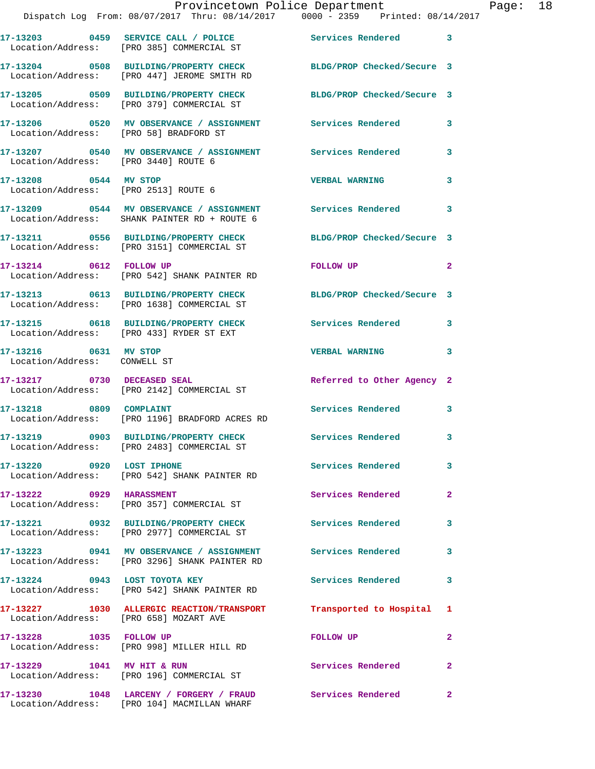17-13203 0459 SERVICE CALL / POLICE Services Rendered 3
Location/Address: [PRO 385] COMMERCIAL ST

17-13204 0508 BUILDING/PROPERTY CHECK BLDG/PROP Checked/Secure 3
Location/Address: [PRO 447] JEROME SMITH RD

17-13205 0509 BUILDING/PROPERTY CHECK BLDG/PROP Checked/Secure 3
Location/Address: [PRO 379] COMMERCIAL ST

17-13206 0520 MV OBSERVANCE / ASSIGNMENT Services Rendered 3
Location/Address: [PRO 58] BRADFORD ST

17-13207 0540 MV OBSERVANCE / ASSIGNMENT Services Rendered 3
Location/Address: [PRO 3440] ROUTE 6

17-13208 0544 MV STOP VERBAL WARNING 3
Location/Address: [PRO 2513] ROUTE 6

17-13209 0544 MV OBSERVANCE / ASSIGNMENT Services Rendered 3
Location/Address: SHANK PAINTER RD + ROUTE 6

17-13211 0556 BUILDING/PROPERTY CHECK BLDG/PROP Checked/Secure 3
Location/Address: [PRO 3151] COMMERCIAL ST

17-13214 0612 FOLLOW UP FOLLOW UP 2
Location/Address: [PRO 542] SHANK PAINTER RD

17-13213 0613 BUILDING/PROPERTY CHECK BLDG/PROP Checked/Secure 3
Location/Address: [PRO 1638] COMMERCIAL ST

17-13215 0618 BUILDING/PROPERTY CHECK Services Rendered 3
Location/Address: [PRO 433] RYDER ST EXT

17-13216 0631 MV STOP VERBAL WARNING 3
Location/Address: CONWELL ST

17-13217 0730 DECEASED SEAL Referred to Other Agency 2
Location/Address: [PRO 2142] COMMERCIAL ST

17-13218 0809 COMPLAINT Services Rendered 3
Location/Address: [PRO 1196] BRADFORD ACRES RD

17-13219 0903 BUILDING/PROPERTY CHECK Services Rendered 3
Location/Address: [PRO 2483] COMMERCIAL ST

17-13220 0920 LOST IPHONE Services Rendered 3
Location/Address: [PRO 542] SHANK PAINTER RD

17-13222 0929 HARASSMENT Services Rendered 2
Location/Address: [PRO 357] COMMERCIAL ST

17-13221 0932 BUILDING/PROPERTY CHECK Services Rendered 3
Location/Address: [PRO 2977] COMMERCIAL ST

17-13223 0941 MV OBSERVANCE / ASSIGNMENT Services Rendered 3
Location/Address: [PRO 3296] SHANK PAINTER RD

17-13224 0943 LOST TOYOTA KEY Services Rendered 3
Location/Address: [PRO 542] SHANK PAINTER RD

17-13227 1030 ALLERGIC REACTION/TRANSPORT Transported to Hospital 1
Location/Address: [PRO 658] MOZART AVE

17-13228 1035 FOLLOW UP FOLLOW UP 2
Location/Address: [PRO 998] MILLER HILL RD

17-13229 1041 MV HIT & RUN Services Rendered 2
Location/Address: [PRO 196] COMMERCIAL ST

17-13230 1048 LARCENY / FORGERY / FRAUD Services Rendered 2
Location/Address: [PRO 104] MACMILLAN WHARF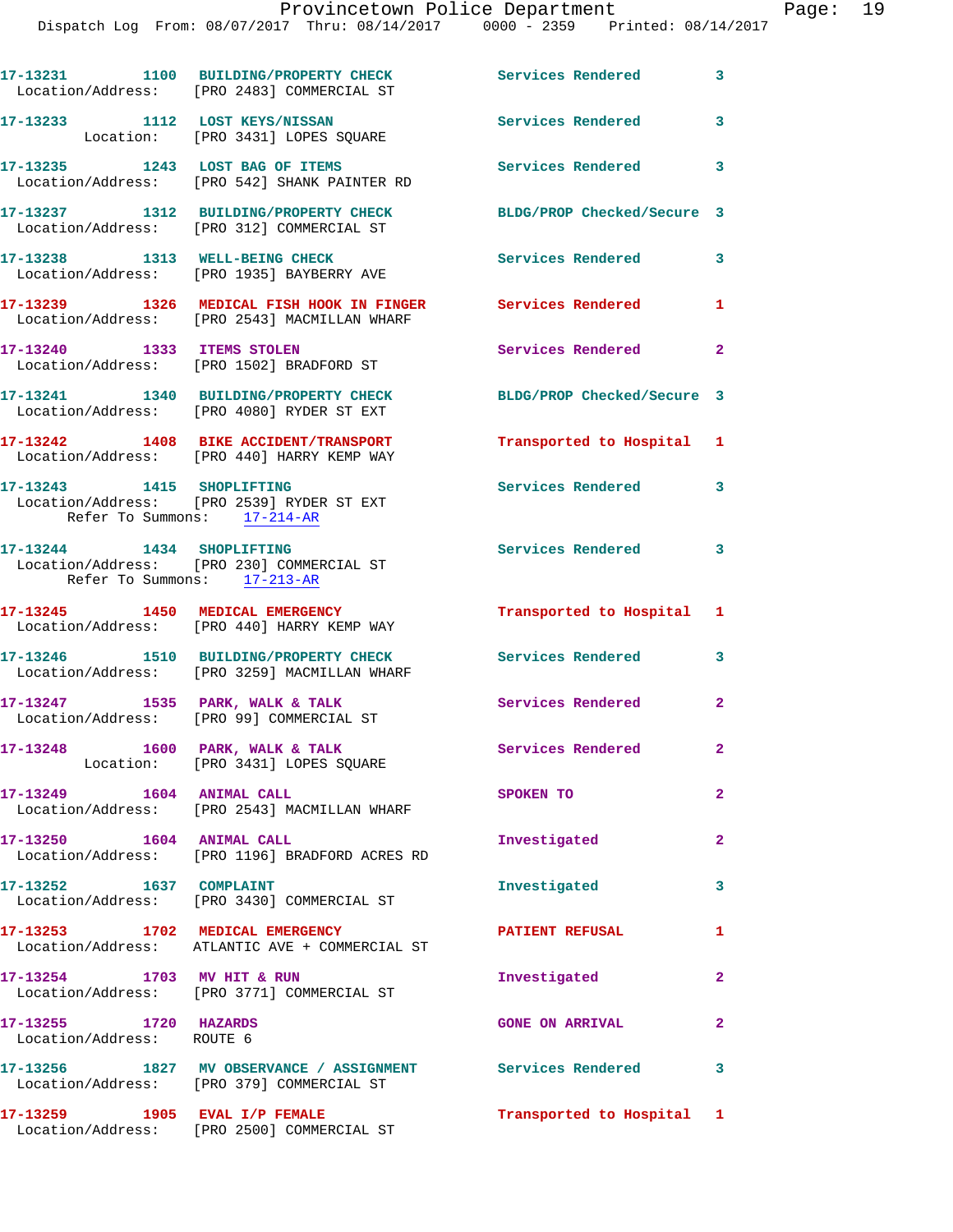17-13231 1100 BUILDING/PROPERTY CHECK Services Rendered 3
Location/Address: [PRO 2483] COMMERCIAL ST

17-13233 1112 LOST KEYS/NISSAN Services Rendered 3
Location: [PRO 3431] LOPES SQUARE

17-13235 1243 LOST BAG OF ITEMS Services Rendered 3
Location/Address: [PRO 542] SHANK PAINTER RD

17-13237 1312 BUILDING/PROPERTY CHECK BLDG/PROP Checked/Secure 3
Location/Address: [PRO 312] COMMERCIAL ST

17-13238 1313 WELL-BEING CHECK Services Rendered 3
Location/Address: [PRO 1935] BAYBERRY AVE

17-13239 1326 MEDICAL FISH HOOK IN FINGER Services Rendered 1
Location/Address: [PRO 2543] MACMILLAN WHARF

17-13240 1333 ITEMS STOLEN Services Rendered 2
Location/Address: [PRO 1502] BRADFORD ST

17-13241 1340 BUILDING/PROPERTY CHECK BLDG/PROP Checked/Secure 3
Location/Address: [PRO 4080] RYDER ST EXT

17-13242 1408 BIKE ACCIDENT/TRANSPORT Transported to Hospital 1
Location/Address: [PRO 440] HARRY KEMP WAY

17-13243 1415 SHOPLIFTING Services Rendered 3
Location/Address: [PRO 2539] RYDER ST EXT
Refer To Summons: 17-214-AR

17-13244 1434 SHOPLIFTING Services Rendered 3
Location/Address: [PRO 230] COMMERCIAL ST
Refer To Summons: 17-213-AR

17-13245 1450 MEDICAL EMERGENCY Transported to Hospital 1
Location/Address: [PRO 440] HARRY KEMP WAY

17-13246 1510 BUILDING/PROPERTY CHECK Services Rendered 3
Location/Address: [PRO 3259] MACMILLAN WHARF

17-13247 1535 PARK, WALK & TALK Services Rendered 2
Location/Address: [PRO 99] COMMERCIAL ST

17-13248 1600 PARK, WALK & TALK Services Rendered 2
Location: [PRO 3431] LOPES SQUARE

17-13249 1604 ANIMAL CALL SPOKEN TO 2
Location/Address: [PRO 2543] MACMILLAN WHARF

17-13250 1604 ANIMAL CALL Investigated 2
Location/Address: [PRO 1196] BRADFORD ACRES RD

17-13252 1637 COMPLAINT Investigated 3
Location/Address: [PRO 3430] COMMERCIAL ST

17-13253 1702 MEDICAL EMERGENCY PATIENT REFUSAL 1
Location/Address: ATLANTIC AVE + COMMERCIAL ST

17-13254 1703 MV HIT & RUN Investigated 2
Location/Address: [PRO 3771] COMMERCIAL ST

17-13255 1720 HAZARDS GONE ON ARRIVAL 2
Location/Address: ROUTE 6

17-13256 1827 MV OBSERVANCE / ASSIGNMENT Services Rendered 3
Location/Address: [PRO 379] COMMERCIAL ST

17-13259 1905 EVAL I/P FEMALE Transported to Hospital 1
Location/Address: [PRO 2500] COMMERCIAL ST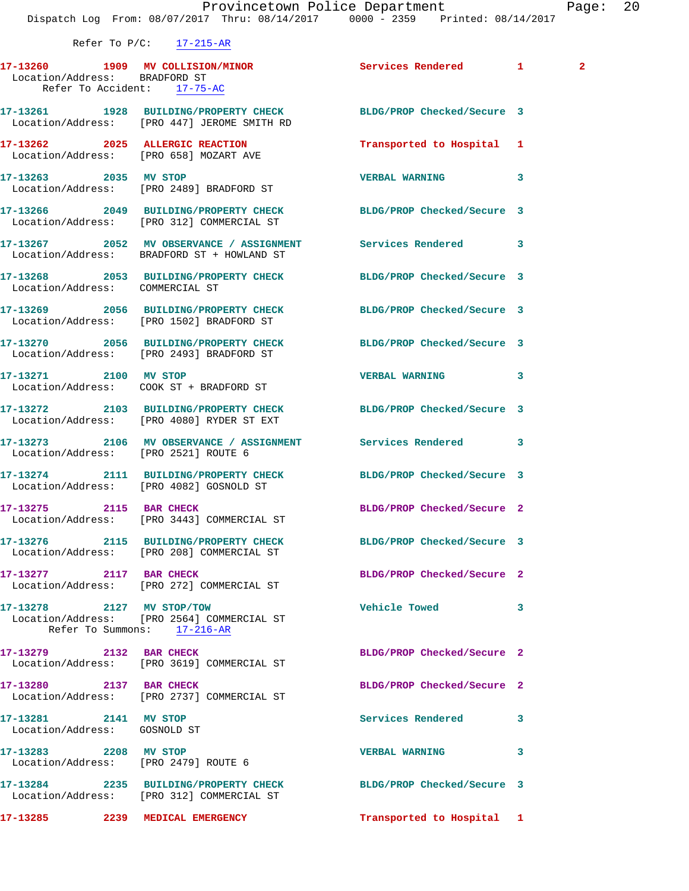Refer To P/C: 17-215-AR

| Call # | Time | Call Reason | Action | Priority | |
|---|---|---|---|---|---|
| 17-13260 | 1909 | MV COLLISION/MINOR | Services Rendered | 1 | 2 |

Location/Address: BRADFORD ST
Refer To Accident: 17-75-AC

| Call # | Time | Call Reason | Action | Priority |
|---|---|---|---|---|
| 17-13261 | 1928 | BUILDING/PROPERTY CHECK | BLDG/PROP Checked/Secure | 3 |

Location/Address: [PRO 447] JEROME SMITH RD

**17-13262** 2025 ALLERGIC REACTION — Transported to Hospital 1
Location/Address: [PRO 658] MOZART AVE

**17-13263** 2035 MV STOP — VERBAL WARNING 3
Location/Address: [PRO 2489] BRADFORD ST

**17-13266** 2049 BUILDING/PROPERTY CHECK — BLDG/PROP Checked/Secure 3
Location/Address: [PRO 312] COMMERCIAL ST

**17-13267** 2052 MV OBSERVANCE / ASSIGNMENT — Services Rendered 3
Location/Address: BRADFORD ST + HOWLAND ST

**17-13268** 2053 BUILDING/PROPERTY CHECK — BLDG/PROP Checked/Secure 3
Location/Address: COMMERCIAL ST

**17-13269** 2056 BUILDING/PROPERTY CHECK — BLDG/PROP Checked/Secure 3
Location/Address: [PRO 1502] BRADFORD ST

**17-13270** 2056 BUILDING/PROPERTY CHECK — BLDG/PROP Checked/Secure 3
Location/Address: [PRO 2493] BRADFORD ST

**17-13271** 2100 MV STOP — VERBAL WARNING 3
Location/Address: COOK ST + BRADFORD ST

**17-13272** 2103 BUILDING/PROPERTY CHECK — BLDG/PROP Checked/Secure 3
Location/Address: [PRO 4080] RYDER ST EXT

**17-13273** 2106 MV OBSERVANCE / ASSIGNMENT — Services Rendered 3
Location/Address: [PRO 2521] ROUTE 6

**17-13274** 2111 BUILDING/PROPERTY CHECK — BLDG/PROP Checked/Secure 3
Location/Address: [PRO 4082] GOSNOLD ST

**17-13275** 2115 BAR CHECK — BLDG/PROP Checked/Secure 2
Location/Address: [PRO 3443] COMMERCIAL ST

**17-13276** 2115 BUILDING/PROPERTY CHECK — BLDG/PROP Checked/Secure 3
Location/Address: [PRO 208] COMMERCIAL ST

**17-13277** 2117 BAR CHECK — BLDG/PROP Checked/Secure 2
Location/Address: [PRO 272] COMMERCIAL ST

**17-13278** 2127 MV STOP/TOW — Vehicle Towed 3
Location/Address: [PRO 2564] COMMERCIAL ST
Refer To Summons: 17-216-AR

**17-13279** 2132 BAR CHECK — BLDG/PROP Checked/Secure 2
Location/Address: [PRO 3619] COMMERCIAL ST

**17-13280** 2137 BAR CHECK — BLDG/PROP Checked/Secure 2
Location/Address: [PRO 2737] COMMERCIAL ST

**17-13281** 2141 MV STOP — Services Rendered 3
Location/Address: GOSNOLD ST

**17-13283** 2208 MV STOP — VERBAL WARNING 3
Location/Address: [PRO 2479] ROUTE 6

**17-13284** 2235 BUILDING/PROPERTY CHECK — BLDG/PROP Checked/Secure 3
Location/Address: [PRO 312] COMMERCIAL ST

**17-13285** 2239 MEDICAL EMERGENCY — Transported to Hospital 1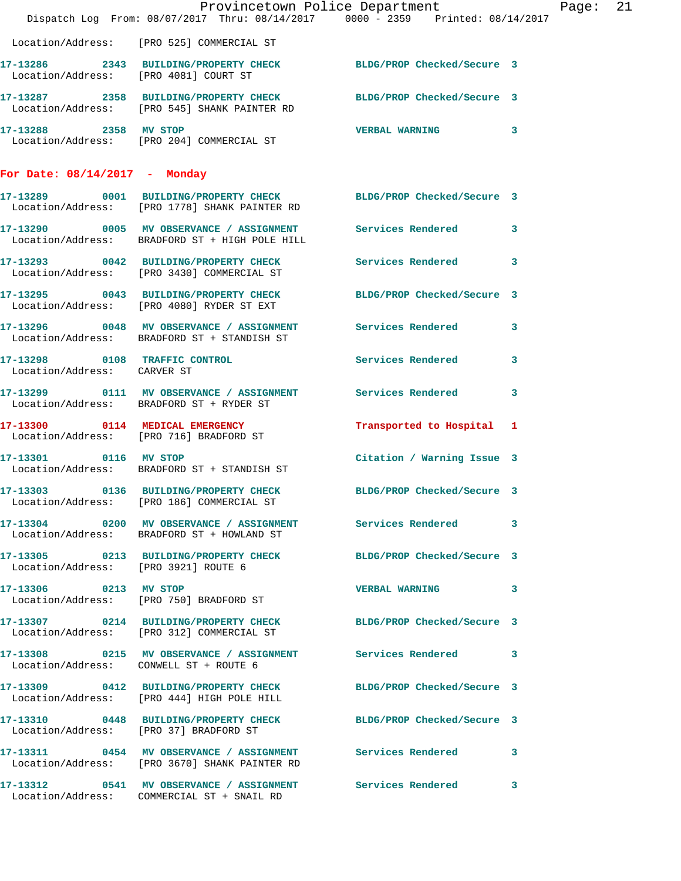Location/Address: [PRO 525] COMMERCIAL ST

**17-13286** 2343 **BUILDING/PROPERTY CHECK** BLDG/PROP Checked/Secure 3
Location/Address: [PRO 4081] COURT ST

**17-13287** 2358 **BUILDING/PROPERTY CHECK** BLDG/PROP Checked/Secure 3
Location/Address: [PRO 545] SHANK PAINTER RD

**17-13288** 2358 **MV STOP** VERBAL WARNING 3
Location/Address: [PRO 204] COMMERCIAL ST

## For Date: 08/14/2017 - Monday

**17-13289** 0001 **BUILDING/PROPERTY CHECK** BLDG/PROP Checked/Secure 3
Location/Address: [PRO 1778] SHANK PAINTER RD

**17-13290** 0005 **MV OBSERVANCE / ASSIGNMENT** Services Rendered 3
Location/Address: BRADFORD ST + HIGH POLE HILL

**17-13293** 0042 **BUILDING/PROPERTY CHECK** Services Rendered 3
Location/Address: [PRO 3430] COMMERCIAL ST

**17-13295** 0043 **BUILDING/PROPERTY CHECK** BLDG/PROP Checked/Secure 3
Location/Address: [PRO 4080] RYDER ST EXT

**17-13296** 0048 **MV OBSERVANCE / ASSIGNMENT** Services Rendered 3
Location/Address: BRADFORD ST + STANDISH ST

**17-13298** 0108 **TRAFFIC CONTROL** Services Rendered 3
Location/Address: CARVER ST

**17-13299** 0111 **MV OBSERVANCE / ASSIGNMENT** Services Rendered 3
Location/Address: BRADFORD ST + RYDER ST

**17-13300** 0114 **MEDICAL EMERGENCY** Transported to Hospital 1
Location/Address: [PRO 716] BRADFORD ST

**17-13301** 0116 **MV STOP** Citation / Warning Issue 3
Location/Address: BRADFORD ST + STANDISH ST

**17-13303** 0136 **BUILDING/PROPERTY CHECK** BLDG/PROP Checked/Secure 3
Location/Address: [PRO 186] COMMERCIAL ST

**17-13304** 0200 **MV OBSERVANCE / ASSIGNMENT** Services Rendered 3
Location/Address: BRADFORD ST + HOWLAND ST

**17-13305** 0213 **BUILDING/PROPERTY CHECK** BLDG/PROP Checked/Secure 3
Location/Address: [PRO 3921] ROUTE 6

**17-13306** 0213 **MV STOP** VERBAL WARNING 3
Location/Address: [PRO 750] BRADFORD ST

**17-13307** 0214 **BUILDING/PROPERTY CHECK** BLDG/PROP Checked/Secure 3
Location/Address: [PRO 312] COMMERCIAL ST

**17-13308** 0215 **MV OBSERVANCE / ASSIGNMENT** Services Rendered 3
Location/Address: CONWELL ST + ROUTE 6

**17-13309** 0412 **BUILDING/PROPERTY CHECK** BLDG/PROP Checked/Secure 3
Location/Address: [PRO 444] HIGH POLE HILL

**17-13310** 0448 **BUILDING/PROPERTY CHECK** BLDG/PROP Checked/Secure 3
Location/Address: [PRO 37] BRADFORD ST

**17-13311** 0454 **MV OBSERVANCE / ASSIGNMENT** Services Rendered 3
Location/Address: [PRO 3670] SHANK PAINTER RD

**17-13312** 0541 **MV OBSERVANCE / ASSIGNMENT** Services Rendered 3
Location/Address: COMMERCIAL ST + SNAIL RD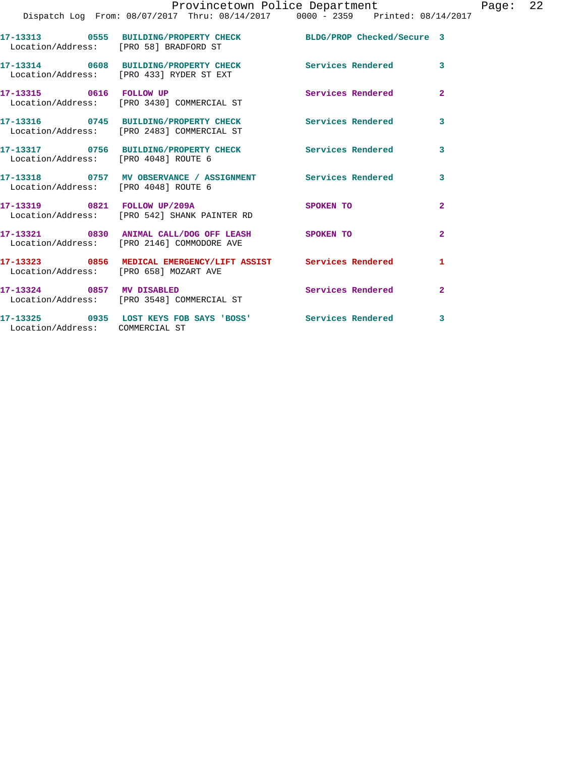17-13313 0555 BUILDING/PROPERTY CHECK BLDG/PROP Checked/Secure 3
Location/Address: [PRO 58] BRADFORD ST

17-13314 0608 BUILDING/PROPERTY CHECK Services Rendered 3
Location/Address: [PRO 433] RYDER ST EXT

17-13315 0616 FOLLOW UP Services Rendered 2
Location/Address: [PRO 3430] COMMERCIAL ST

17-13316 0745 BUILDING/PROPERTY CHECK Services Rendered 3
Location/Address: [PRO 2483] COMMERCIAL ST

17-13317 0756 BUILDING/PROPERTY CHECK Services Rendered 3
Location/Address: [PRO 4048] ROUTE 6

17-13318 0757 MV OBSERVANCE / ASSIGNMENT Services Rendered 3
Location/Address: [PRO 4048] ROUTE 6

17-13319 0821 FOLLOW UP/209A SPOKEN TO 2
Location/Address: [PRO 542] SHANK PAINTER RD

17-13321 0830 ANIMAL CALL/DOG OFF LEASH SPOKEN TO 2
Location/Address: [PRO 2146] COMMODORE AVE

17-13323 0856 MEDICAL EMERGENCY/LIFT ASSIST Services Rendered 1
Location/Address: [PRO 658] MOZART AVE

17-13324 0857 MV DISABLED Services Rendered 2
Location/Address: [PRO 3548] COMMERCIAL ST

17-13325 0935 LOST KEYS FOB SAYS 'BOSS' Services Rendered 3
Location/Address: COMMERCIAL ST